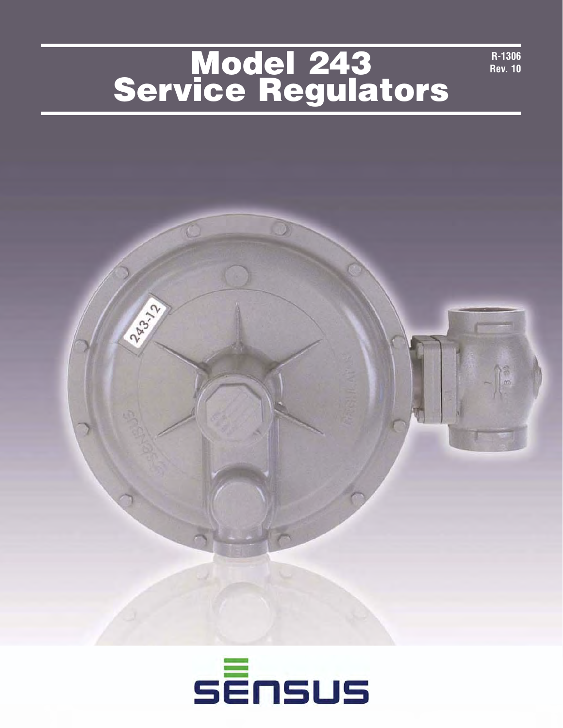# Model 243 Service Regulators

R-1306
Rev. 10

SENSUS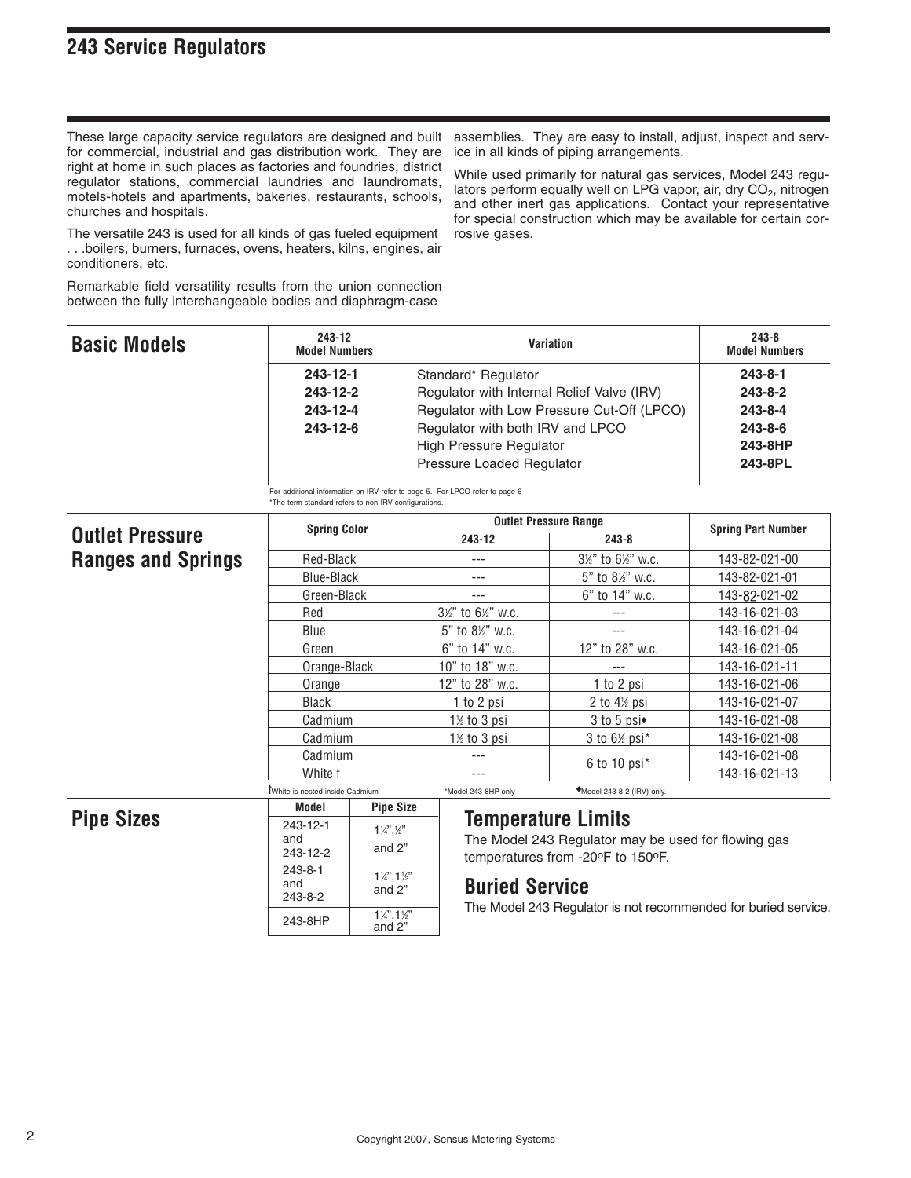# 243 Service Regulators

These large capacity service regulators are designed and built for commercial, industrial and gas distribution work. They are right at home in such places as factories and foundries, district regulator stations, commercial laundries and laundromats, motels-hotels and apartments, bakeries, restaurants, schools, churches and hospitals.

The versatile 243 is used for all kinds of gas fueled equipment . . .boilers, burners, furnaces, ovens, heaters, kilns, engines, air conditioners, etc.

Remarkable field versatility results from the union connection between the fully interchangeable bodies and diaphragm-case assemblies. They are easy to install, adjust, inspect and service in all kinds of piping arrangements.

While used primarily for natural gas services, Model 243 regulators perform equally well on LPG vapor, air, dry $CO_2$, nitrogen and other inert gas applications. Contact your representative for special construction which may be available for certain corrosive gases.

## Basic Models

| 243-12 Model Numbers | Variation | 243-8 Model Numbers |
|---|---|---|
| 243-12-1 | Standard* Regulator | 243-8-1 |
| 243-12-2 | Regulator with Internal Relief Valve (IRV) | 243-8-2 |
| 243-12-4 | Regulator with Low Pressure Cut-Off (LPCO) | 243-8-4 |
| 243-12-6 | Regulator with both IRV and LPCO | 243-8-6 |
| | High Pressure Regulator | 243-8HP |
| | Pressure Loaded Regulator | 243-8PL |

For additional information on IRV refer to page 5. For LPCO refer to page 6

*The term standard refers to non-IRV configurations.

## Outlet Pressure Ranges and Springs

| Spring Color | Outlet Pressure Range | | Spring Part Number |
|---|---|---|---|
| | 243-12 | 243-8 | |
| Red-Black | --- | 3½" to 6½" w.c. | 143-82-021-00 |
| Blue-Black | --- | 5" to 8½" w.c. | 143-82-021-01 |
| Green-Black | --- | 6" to 14" w.c. | 143-82-021-02 |
| Red | 3½" to 6½" w.c. | --- | 143-16-021-03 |
| Blue | 5" to 8½" w.c. | --- | 143-16-021-04 |
| Green | 6" to 14" w.c. | 12" to 28" w.c. | 143-16-021-05 |
| Orange-Black | 10" to 18" w.c. | --- | 143-16-021-11 |
| Orange | 12" to 28" w.c. | 1 to 2 psi | 143-16-021-06 |
| Black | 1 to 2 psi | 2 to 4½ psi | 143-16-021-07 |
| Cadmium | 1½ to 3 psi | 3 to 5 psi◆ | 143-16-021-08 |
| Cadmium | 1½ to 3 psi | 3 to 6½ psi* | 143-16-021-08 |
| Cadmium | --- | 6 to 10 psi* | 143-16-021-08 |
| White † | --- | | 143-16-021-13 |

†White is nested inside Cadmium *Model 243-8HP only ◆Model 243-8-2 (IRV) only.

## Pipe Sizes

| Model | Pipe Size |
|---|---|
| 243-12-1 and 243-12-2 | 1¼",½" and 2" |
| 243-8-1 and 243-8-2 | 1¼",1½" and 2" |
| 243-8HP | 1¼",1½" and 2" |

## Temperature Limits

The Model 243 Regulator may be used for flowing gas temperatures from -20ºF to 150ºF.

## Buried Service

The Model 243 Regulator is not recommended for buried service.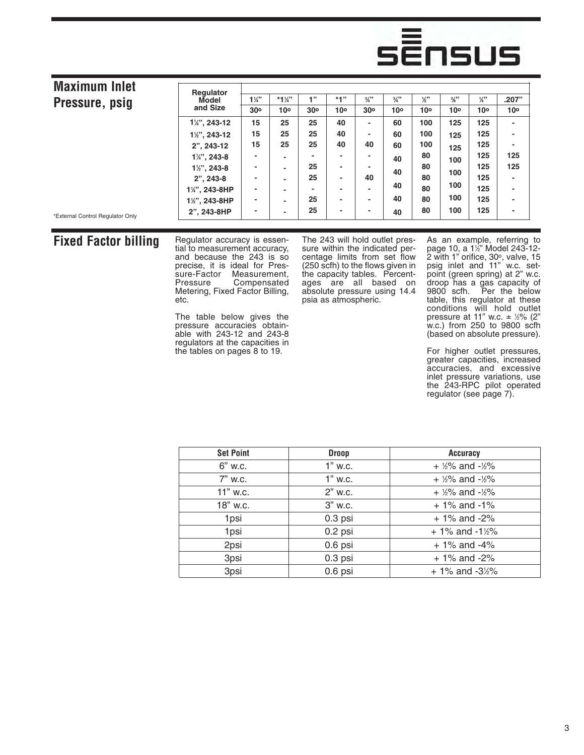## Maximum Inlet Pressure, psig

| Regulator Model and Size | 1¼" 30° | *1¼" 10° | 1" 30° | *1" 10° | ¾" 30° | ¾" 10° | ½" 10° | ⅜" 10° | ¼" 10° | .207" 10° |
|---|---|---|---|---|---|---|---|---|---|---|
| 1¼", 243-12 | 15 | 25 | 25 | 40 | - | 60 | 100 | 125 | 125 | - |
| 1½", 243-12 | 15 | 25 | 25 | 40 | - | 60 | 100 | 125 | 125 | - |
| 2", 243-12 | 15 | 25 | 25 | 40 | 40 | 60 | 100 | 125 | 125 | - |
| 1¼", 243-8 | - | - | - | - | - | 40 | 80 | 100 | 125 | 125 |
| 1½", 243-8 | - | - | 25 | - | - | 40 | 80 | 100 | 125 | 125 |
| 2", 243-8 | - | - | 25 | - | 40 | 40 | 80 | 100 | 125 | - |
| 1¼", 243-8HP | - | - | - | - | - | 40 | 80 | 100 | 125 | - |
| 1½", 243-8HP | - | - | 25 | - | - | 40 | 80 | 100 | 125 | - |
| 2", 243-8HP | - | - | 25 | - | - | 40 | 80 | 100 | 125 | - |

*External Control Regulator Only

## Fixed Factor billing

Regulator accuracy is essential to measurement accuracy, and because the 243 is so precise, it is ideal for Pressure-Factor Measurement, Pressure Compensated Metering, Fixed Factor Billing, etc.

The table below gives the pressure accuracies obtainable with 243-12 and 243-8 regulators at the capacities in the tables on pages 8 to 19.

The 243 will hold outlet pressure within the indicated percentage limits from set flow (250 scfh) to the flows given in the capacity tables. Percentages are all based on absolute pressure using 14.4 psia as atmospheric.

As an example, referring to page 10, a 1½" Model 243-12-2 with 1" orifice, 30°, valve, 15 psig inlet and 11" w.c. setpoint (green spring) at 2" w.c. droop has a gas capacity of 9800 scfh. Per the below table, this regulator at these conditions will hold outlet pressure at 11" w.c. ± ½% (2" w.c.) from 250 to 9800 scfh (based on absolute pressure).

For higher outlet pressures, greater capacities, increased accuracies, and excessive inlet pressure variations, use the 243-RPC pilot operated regulator (see page 7).

| Set Point | Droop | Accuracy |
|---|---|---|
| 6" w.c. | 1" w.c. | + ½% and -½% |
| 7" w.c. | 1" w.c. | + ½% and -½% |
| 11" w.c. | 2" w.c. | + ½% and -½% |
| 18" w.c. | 3" w.c. | + 1% and -1% |
| 1psi | 0.3 psi | + 1% and -2% |
| 1psi | 0.2 psi | + 1% and -1½% |
| 2psi | 0.6 psi | + 1% and -4% |
| 3psi | 0.3 psi | + 1% and -2% |
| 3psi | 0.6 psi | + 1% and -3½% |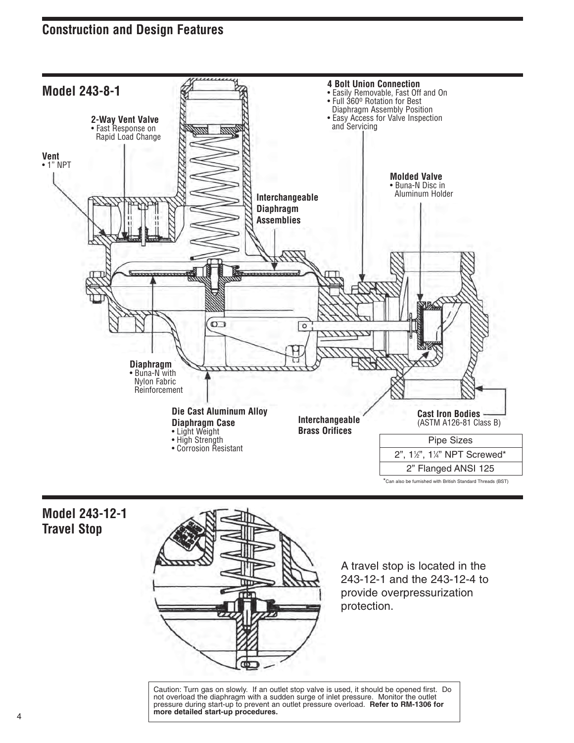## Construction and Design Features

### Model 243-8-1

**4 Bolt Union Connection**
- Easily Removable, Fast Off and On
- Full 360º Rotation for Best Diaphragm Assembly Position
- Easy Access for Valve Inspection and Servicing

**2-Way Vent Valve**
- Fast Response on Rapid Load Change

**Vent**
- 1" NPT

**Molded Valve**
- Buna-N Disc in Aluminum Holder

**Interchangeable Diaphragm Assemblies**

**Diaphragm**
- Buna-N with Nylon Fabric Reinforcement

**Die Cast Aluminum Alloy Diaphragm Case**
- Light Weight
- High Strength
- Corrosion Resistant

**Interchangeable Brass Orifices**

**Cast Iron Bodies** (ASTM A126-81 Class B)

| Pipe Sizes |
|---|
| 2", 1½", 1¼" NPT Screwed* |
| 2" Flanged ANSI 125 |

*Can also be furnished with British Standard Threads (BST)

### Model 243-12-1 Travel Stop

A travel stop is located in the 243-12-1 and the 243-12-4 to provide overpressurization protection.

Caution: Turn gas on slowly. If an outlet stop valve is used, it should be opened first. Do not overload the diaphragm with a sudden surge of inlet pressure. Monitor the outlet pressure during start-up to prevent an outlet pressure overload. **Refer to RM-1306 for more detailed start-up procedures.**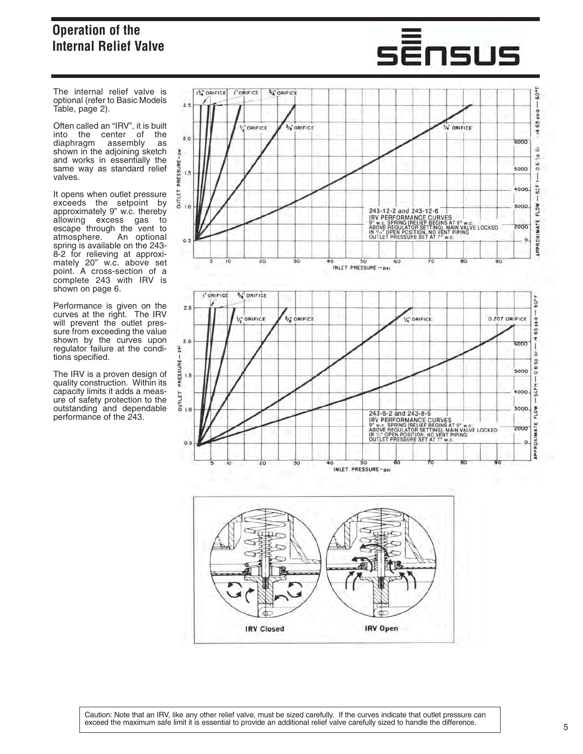# Operation of the Internal Relief Valve

The internal relief valve is optional (refer to Basic Models Table, page 2).

Often called an "IRV", it is built into the center of the diaphragm assembly as shown in the adjoining sketch and works in essentially the same way as standard relief valves.

It opens when outlet pressure exceeds the setpoint by approximately 9" w.c. thereby allowing excess gas to escape through the vent to atmosphere. An optional spring is available on the 243-8-2 for relieving at approximately 20" w.c. above set point. A cross-section of a complete 243 with IRV is shown on page 6.

Performance is given on the curves at the right. The IRV will prevent the outlet pressure from exceeding the value shown by the curves upon regulator failure at the conditions specified.

The IRV is a proven design of quality construction. Within its capacity limits it adds a measure of safety protection to the outstanding and dependable performance of the 243.

243-12-2 and 243-12-6
IRV PERFORMANCE CURVES
9" w.c. SPRING (RELIEF BEGINS AT 9" w.c. ABOVE REGULATOR SETTING), MAIN VALVE LOCKED IN 1/16" OPEN POSITION, NO VENT PIPING
OUTLET PRESSURE SET AT 7" w.c.

243-8-2 and 243-8-6
IRV PERFORMANCE CURVES
9" w.c. SPRING (RELIEF BEGINS AT 9" w.c. ABOVE REGULATOR SETTING), MAIN VALVE LOCKED IN 1/4" OPEN POSITION, NO VENT PIPING
OUTLET PRESSURE SET AT 7" w.c.

IRV Closed

IRV Open

Caution: Note that an IRV, like any other relief valve, must be sized carefully. If the curves indicate that outlet pressure can exceed the maximum safe limit it is essential to provide an additional relief valve carefully sized to handle the difference.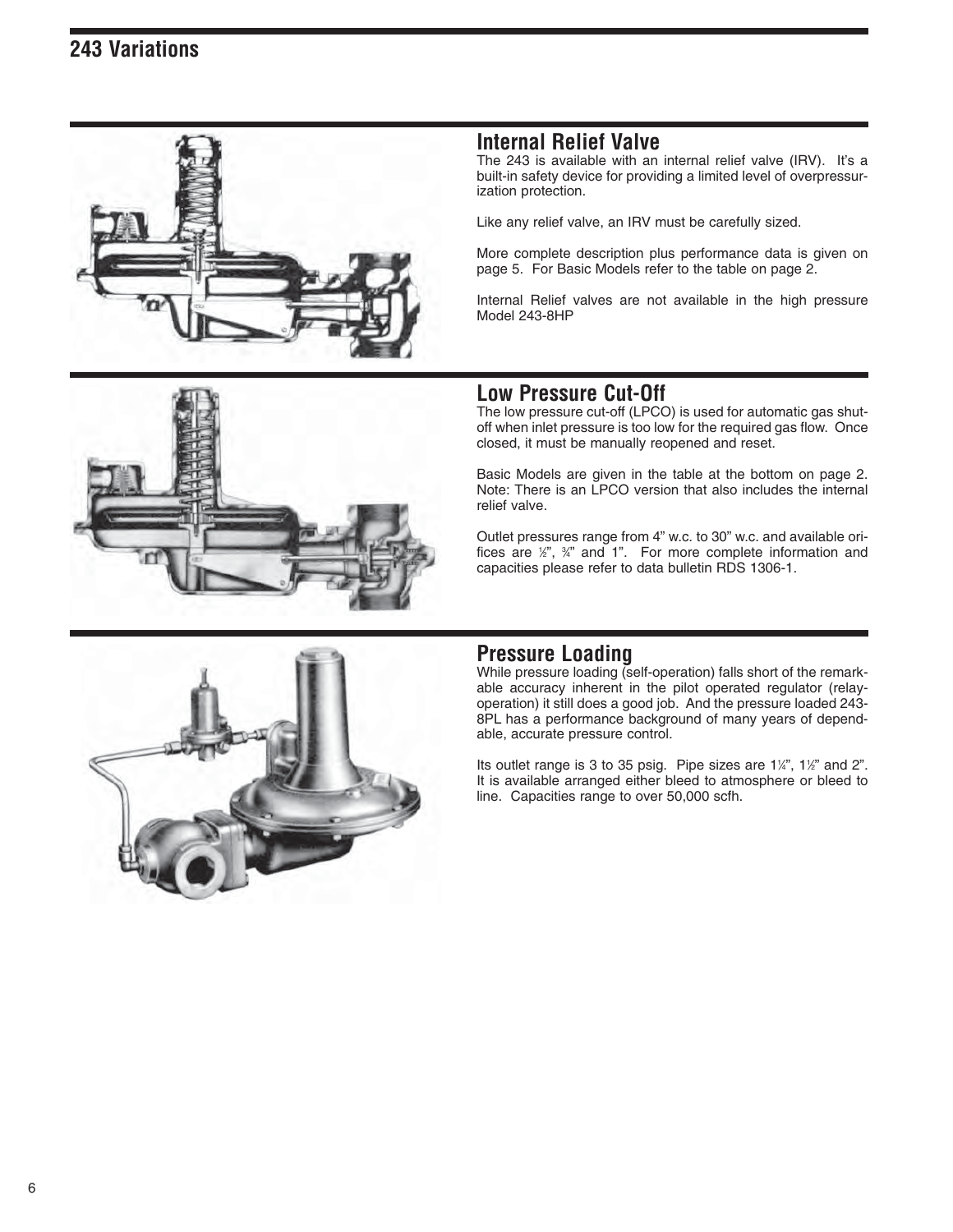# 243 Variations

## Internal Relief Valve

The 243 is available with an internal relief valve (IRV). It's a built-in safety device for providing a limited level of overpressurization protection.

Like any relief valve, an IRV must be carefully sized.

More complete description plus performance data is given on page 5. For Basic Models refer to the table on page 2.

Internal Relief valves are not available in the high pressure Model 243-8HP

## Low Pressure Cut-Off

The low pressure cut-off (LPCO) is used for automatic gas shutoff when inlet pressure is too low for the required gas flow. Once closed, it must be manually reopened and reset.

Basic Models are given in the table at the bottom on page 2. Note: There is an LPCO version that also includes the internal relief valve.

Outlet pressures range from 4" w.c. to 30" w.c. and available orifices are ½", ¾" and 1". For more complete information and capacities please refer to data bulletin RDS 1306-1.

## Pressure Loading

While pressure loading (self-operation) falls short of the remarkable accuracy inherent in the pilot operated regulator (relay-operation) it still does a good job. And the pressure loaded 243-8PL has a performance background of many years of dependable, accurate pressure control.

Its outlet range is 3 to 35 psig. Pipe sizes are 1¼", 1½" and 2". It is available arranged either bleed to atmosphere or bleed to line. Capacities range to over 50,000 scfh.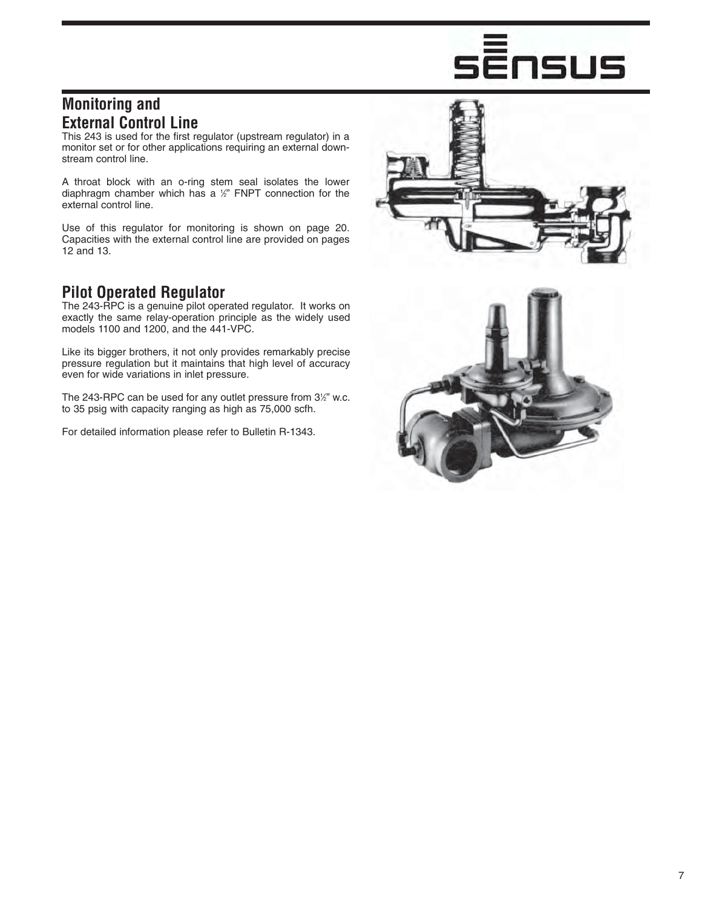## Monitoring and External Control Line

This 243 is used for the first regulator (upstream regulator) in a monitor set or for other applications requiring an external downstream control line.

A throat block with an o-ring stem seal isolates the lower diaphragm chamber which has a ½" FNPT connection for the external control line.

Use of this regulator for monitoring is shown on page 20. Capacities with the external control line are provided on pages 12 and 13.

## Pilot Operated Regulator

The 243-RPC is a genuine pilot operated regulator. It works on exactly the same relay-operation principle as the widely used models 1100 and 1200, and the 441-VPC.

Like its bigger brothers, it not only provides remarkably precise pressure regulation but it maintains that high level of accuracy even for wide variations in inlet pressure.

The 243-RPC can be used for any outlet pressure from 3½" w.c. to 35 psig with capacity ranging as high as 75,000 scfh.

For detailed information please refer to Bulletin R-1343.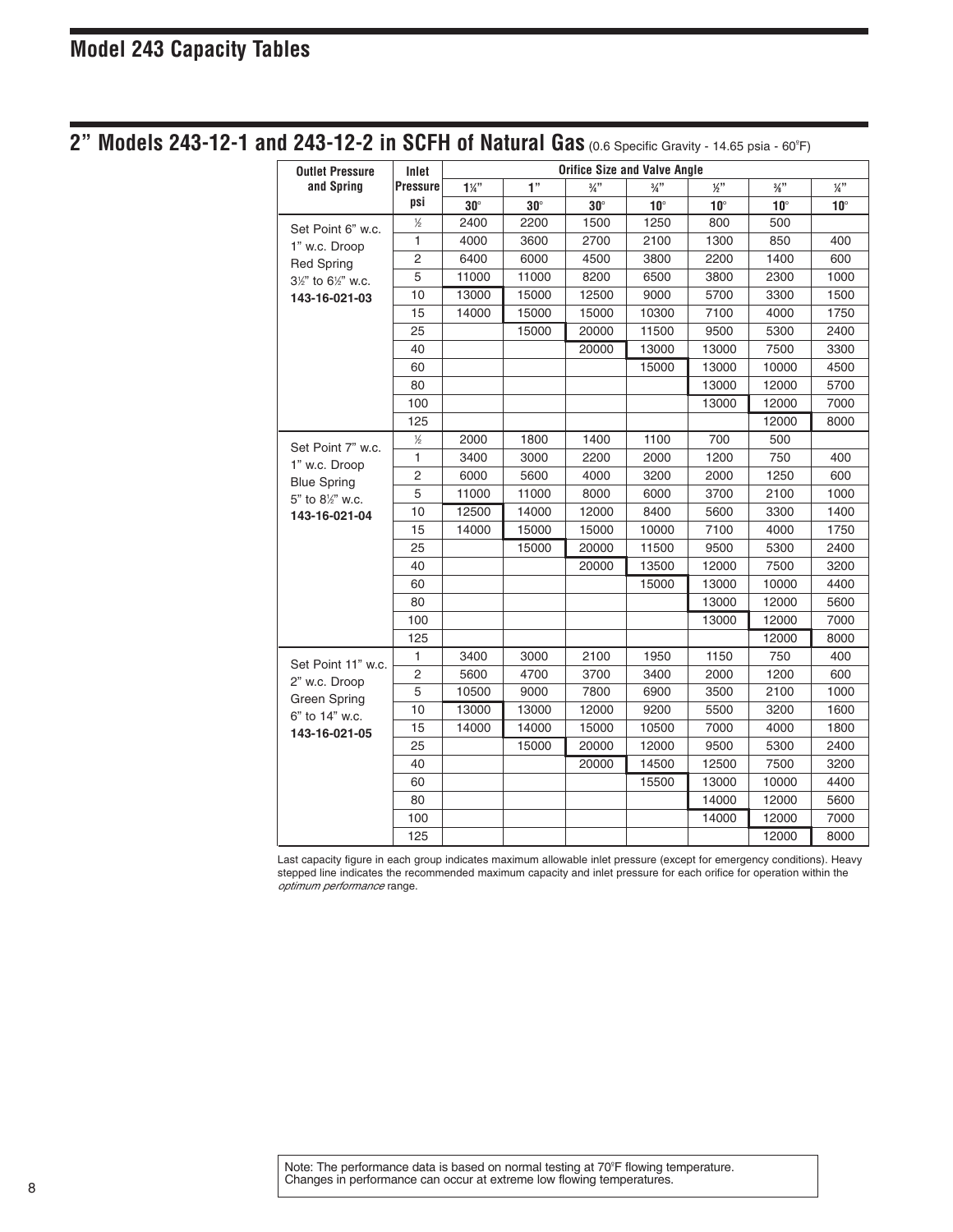# Model 243 Capacity Tables

## 2" Models 243-12-1 and 243-12-2 in SCFH of Natural Gas (0.6 Specific Gravity - 14.65 psia - 60°F)

| Outlet Pressure and Spring | Inlet Pressure psi | Orifice Size and Valve Angle | | | | | | |
|---|---|---|---|---|---|---|---|---|
| | | 1¼" | 1" | ¾" | ¾" | ½" | ⅜" | ¼" |
| | | 30° | 30° | 30° | 10° | 10° | 10° | 10° |
| Set Point 6" w.c. 1" w.c. Droop Red Spring 3½" to 6½" w.c. **143-16-021-03** | ½ | 2400 | 2200 | 1500 | 1250 | 800 | 500 | |
| | 1 | 4000 | 3600 | 2700 | 2100 | 1300 | 850 | 400 |
| | 2 | 6400 | 6000 | 4500 | 3800 | 2200 | 1400 | 600 |
| | 5 | 11000 | 11000 | 8200 | 6500 | 3800 | 2300 | 1000 |
| | 10 | 13000 | 15000 | 12500 | 9000 | 5700 | 3300 | 1500 |
| | 15 | 14000 | 15000 | 15000 | 10300 | 7100 | 4000 | 1750 |
| | 25 | | 15000 | 20000 | 11500 | 9500 | 5300 | 2400 |
| | 40 | | | 20000 | 13000 | 13000 | 7500 | 3300 |
| | 60 | | | | 15000 | 13000 | 10000 | 4500 |
| | 80 | | | | | 13000 | 12000 | 5700 |
| | 100 | | | | | 13000 | 12000 | 7000 |
| | 125 | | | | | | 12000 | 8000 |
| Set Point 7" w.c. 1" w.c. Droop Blue Spring 5" to 8½" w.c. **143-16-021-04** | ½ | 2000 | 1800 | 1400 | 1100 | 700 | 500 | |
| | 1 | 3400 | 3000 | 2200 | 2000 | 1200 | 750 | 400 |
| | 2 | 6000 | 5600 | 4000 | 3200 | 2000 | 1250 | 600 |
| | 5 | 11000 | 11000 | 8000 | 6000 | 3700 | 2100 | 1000 |
| | 10 | 12500 | 14000 | 12000 | 8400 | 5600 | 3300 | 1400 |
| | 15 | 14000 | 15000 | 15000 | 10000 | 7100 | 4000 | 1750 |
| | 25 | | 15000 | 20000 | 11500 | 9500 | 5300 | 2400 |
| | 40 | | | 20000 | 13500 | 12000 | 7500 | 3200 |
| | 60 | | | | 15000 | 13000 | 10000 | 4400 |
| | 80 | | | | | 13000 | 12000 | 5600 |
| | 100 | | | | | 13000 | 12000 | 7000 |
| | 125 | | | | | | 12000 | 8000 |
| Set Point 11" w.c. 2" w.c. Droop Green Spring 6" to 14" w.c. **143-16-021-05** | 1 | 3400 | 3000 | 2100 | 1950 | 1150 | 750 | 400 |
| | 2 | 5600 | 4700 | 3700 | 3400 | 2000 | 1200 | 600 |
| | 5 | 10500 | 9000 | 7800 | 6900 | 3500 | 2100 | 1000 |
| | 10 | 13000 | 13000 | 12000 | 9200 | 5500 | 3200 | 1600 |
| | 15 | 14000 | 14000 | 15000 | 10500 | 7000 | 4000 | 1800 |
| | 25 | | 15000 | 20000 | 12000 | 9500 | 5300 | 2400 |
| | 40 | | | 20000 | 14500 | 12500 | 7500 | 3200 |
| | 60 | | | | 15500 | 13000 | 10000 | 4400 |
| | 80 | | | | | 14000 | 12000 | 5600 |
| | 100 | | | | | 14000 | 12000 | 7000 |
| | 125 | | | | | | 12000 | 8000 |

Last capacity figure in each group indicates maximum allowable inlet pressure (except for emergency conditions). Heavy stepped line indicates the recommended maximum capacity and inlet pressure for each orifice for operation within the *optimum performance* range.

Note: The performance data is based on normal testing at 70°F flowing temperature. Changes in performance can occur at extreme low flowing temperatures.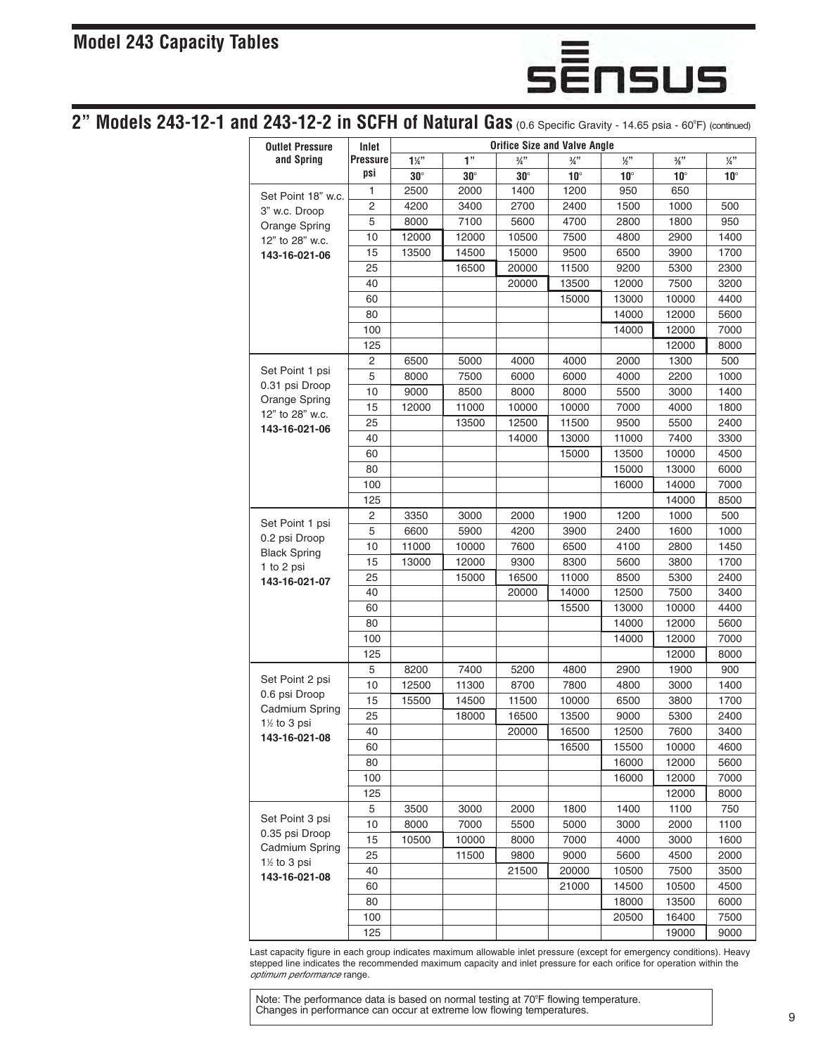## Model 243 Capacity Tables

## 2" Models 243-12-1 and 243-12-2 in SCFH of Natural Gas (0.6 Specific Gravity - 14.65 psia - 60°F) (continued)

| Outlet Pressure and Spring | Inlet Pressure psi | Orifice Size and Valve Angle | | | | | | |
|---|---|---|---|---|---|---|---|---|
| | | 1¼" 30° | 1" 30° | ¾" 30° | ¾" 10° | ½" 10° | ⅜" 10° | ¼" 10° |
| Set Point 18" w.c. 3" w.c. Droop Orange Spring 12" to 28" w.c. **143-16-021-06** | 1 | 2500 | 2000 | 1400 | 1200 | 950 | 650 | |
| | 2 | 4200 | 3400 | 2700 | 2400 | 1500 | 1000 | 500 |
| | 5 | 8000 | 7100 | 5600 | 4700 | 2800 | 1800 | 950 |
| | 10 | 12000 | 12000 | 10500 | 7500 | 4800 | 2900 | 1400 |
| | 15 | 13500 | 14500 | 15000 | 9500 | 6500 | 3900 | 1700 |
| | 25 | | 16500 | 20000 | 11500 | 9200 | 5300 | 2300 |
| | 40 | | | 20000 | 13500 | 12000 | 7500 | 3200 |
| | 60 | | | | 15000 | 13000 | 10000 | 4400 |
| | 80 | | | | | 14000 | 12000 | 5600 |
| | 100 | | | | | 14000 | 12000 | 7000 |
| | 125 | | | | | | 12000 | 8000 |
| Set Point 1 psi 0.31 psi Droop Orange Spring 12" to 28" w.c. **143-16-021-06** | 2 | 6500 | 5000 | 4000 | 4000 | 2000 | 1300 | 500 |
| | 5 | 8000 | 7500 | 6000 | 6000 | 4000 | 2200 | 1000 |
| | 10 | 9000 | 8500 | 8000 | 8000 | 5500 | 3000 | 1400 |
| | 15 | 12000 | 11000 | 10000 | 10000 | 7000 | 4000 | 1800 |
| | 25 | | 13500 | 12500 | 11500 | 9500 | 5500 | 2400 |
| | 40 | | | 14000 | 13000 | 11000 | 7400 | 3300 |
| | 60 | | | | 15000 | 13500 | 10000 | 4500 |
| | 80 | | | | | 15000 | 13000 | 6000 |
| | 100 | | | | | 16000 | 14000 | 7000 |
| | 125 | | | | | | 14000 | 8500 |
| Set Point 1 psi 0.2 psi Droop Black Spring 1 to 2 psi **143-16-021-07** | 2 | 3350 | 3000 | 2000 | 1900 | 1200 | 1000 | 500 |
| | 5 | 6600 | 5900 | 4200 | 3900 | 2400 | 1600 | 1000 |
| | 10 | 11000 | 10000 | 7600 | 6500 | 4100 | 2800 | 1450 |
| | 15 | 13000 | 12000 | 9300 | 8300 | 5600 | 3800 | 1700 |
| | 25 | | 15000 | 16500 | 11000 | 8500 | 5300 | 2400 |
| | 40 | | | 20000 | 14000 | 12500 | 7500 | 3400 |
| | 60 | | | | 15500 | 13000 | 10000 | 4400 |
| | 80 | | | | | 14000 | 12000 | 5600 |
| | 100 | | | | | 14000 | 12000 | 7000 |
| | 125 | | | | | | 12000 | 8000 |
| Set Point 2 psi 0.6 psi Droop Cadmium Spring 1½ to 3 psi **143-16-021-08** | 5 | 8200 | 7400 | 5200 | 4800 | 2900 | 1900 | 900 |
| | 10 | 12500 | 11300 | 8700 | 7800 | 4800 | 3000 | 1400 |
| | 15 | 15500 | 14500 | 11500 | 10000 | 6500 | 3800 | 1700 |
| | 25 | | 18000 | 16500 | 13500 | 9000 | 5300 | 2400 |
| | 40 | | | 20000 | 16500 | 12500 | 7600 | 3400 |
| | 60 | | | | 16500 | 15500 | 10000 | 4600 |
| | 80 | | | | | 16000 | 12000 | 5600 |
| | 100 | | | | | 16000 | 12000 | 7000 |
| | 125 | | | | | | 12000 | 8000 |
| Set Point 3 psi 0.35 psi Droop Cadmium Spring 1½ to 3 psi **143-16-021-08** | 5 | 3500 | 3000 | 2000 | 1800 | 1400 | 1100 | 750 |
| | 10 | 8000 | 7000 | 5500 | 5000 | 3000 | 2000 | 1100 |
| | 15 | 10500 | 10000 | 8000 | 7000 | 4000 | 3000 | 1600 |
| | 25 | | 11500 | 9800 | 9000 | 5600 | 4500 | 2000 |
| | 40 | | | 21500 | 20000 | 10500 | 7500 | 3500 |
| | 60 | | | | 21000 | 14500 | 10500 | 4500 |
| | 80 | | | | | 18000 | 13500 | 6000 |
| | 100 | | | | | 20500 | 16400 | 7500 |
| | 125 | | | | | | 19000 | 9000 |

Last capacity figure in each group indicates maximum allowable inlet pressure (except for emergency conditions). Heavy stepped line indicates the recommended maximum capacity and inlet pressure for each orifice for operation within the *optimum performance* range.

Note: The performance data is based on normal testing at 70°F flowing temperature. Changes in performance can occur at extreme low flowing temperatures.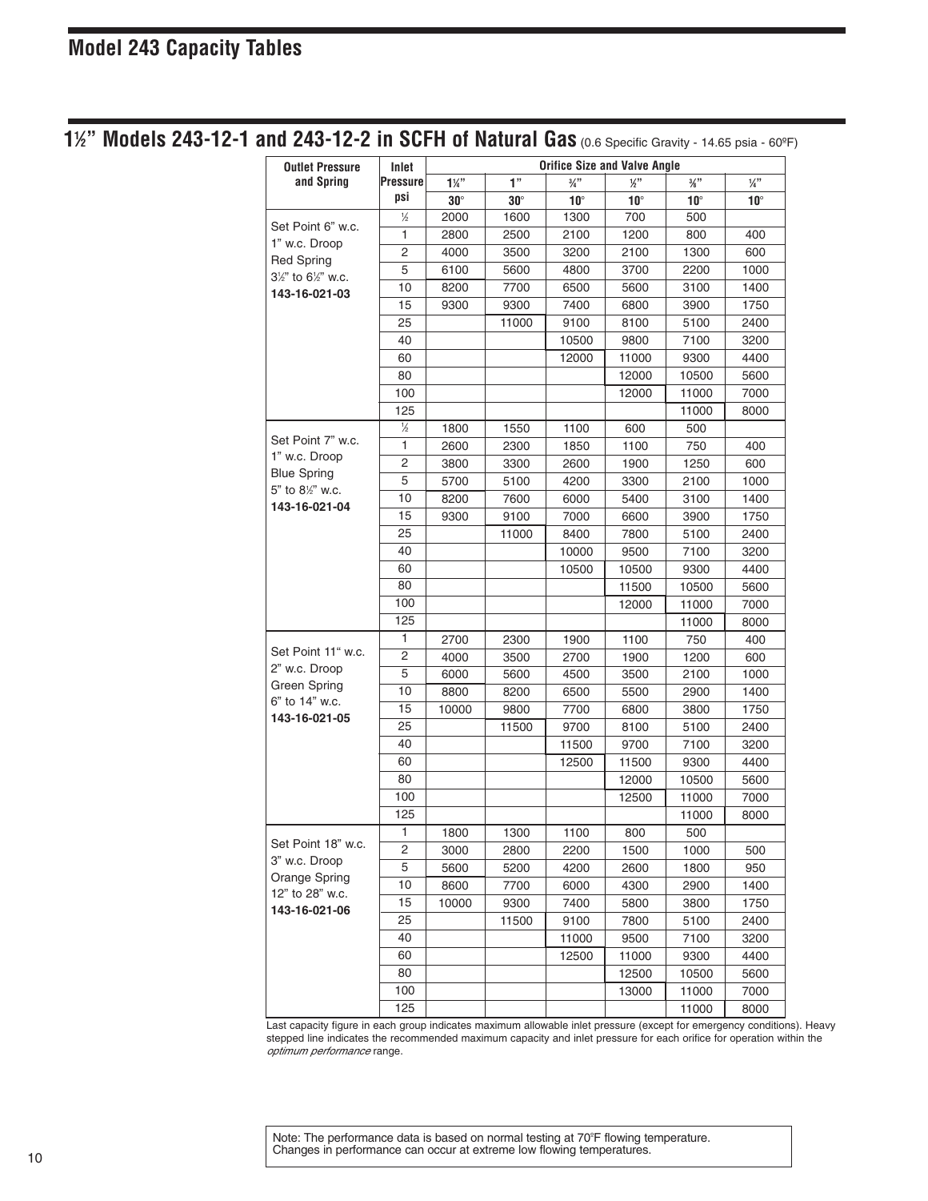# Model 243 Capacity Tables

## 1½" Models 243-12-1 and 243-12-2 in SCFH of Natural Gas (0.6 Specific Gravity - 14.65 psia - 60ºF)

| Outlet Pressure and Spring | Inlet Pressure psi | Orifice Size and Valve Angle | | | | | |
|---|---|---|---|---|---|---|---|
| | | 1¼" 30° | 1" 30° | ¾" 10° | ½" 10° | ⅜" 10° | ¼" 10° |
| Set Point 6" w.c. 1" w.c. Droop Red Spring 3½" to 6½" w.c. **143-16-021-03** | ½ | 2000 | 1600 | 1300 | 700 | 500 | |
| | 1 | 2800 | 2500 | 2100 | 1200 | 800 | 400 |
| | 2 | 4000 | 3500 | 3200 | 2100 | 1300 | 600 |
| | 5 | 6100 | 5600 | 4800 | 3700 | 2200 | 1000 |
| | 10 | 8200 | 7700 | 6500 | 5600 | 3100 | 1400 |
| | 15 | 9300 | 9300 | 7400 | 6800 | 3900 | 1750 |
| | 25 | | 11000 | 9100 | 8100 | 5100 | 2400 |
| | 40 | | | 10500 | 9800 | 7100 | 3200 |
| | 60 | | | 12000 | 11000 | 9300 | 4400 |
| | 80 | | | | 12000 | 10500 | 5600 |
| | 100 | | | | 12000 | 11000 | 7000 |
| | 125 | | | | | 11000 | 8000 |
| Set Point 7" w.c. 1" w.c. Droop Blue Spring 5" to 8½" w.c. **143-16-021-04** | ½ | 1800 | 1550 | 1100 | 600 | 500 | |
| | 1 | 2600 | 2300 | 1850 | 1100 | 750 | 400 |
| | 2 | 3800 | 3300 | 2600 | 1900 | 1250 | 600 |
| | 5 | 5700 | 5100 | 4200 | 3300 | 2100 | 1000 |
| | 10 | 8200 | 7600 | 6000 | 5400 | 3100 | 1400 |
| | 15 | 9300 | 9100 | 7000 | 6600 | 3900 | 1750 |
| | 25 | | 11000 | 8400 | 7800 | 5100 | 2400 |
| | 40 | | | 10000 | 9500 | 7100 | 3200 |
| | 60 | | | 10500 | 10500 | 9300 | 4400 |
| | 80 | | | | 11500 | 10500 | 5600 |
| | 100 | | | | 12000 | 11000 | 7000 |
| | 125 | | | | | 11000 | 8000 |
| Set Point 11" w.c. 2" w.c. Droop Green Spring 6" to 14" w.c. **143-16-021-05** | 1 | 2700 | 2300 | 1900 | 1100 | 750 | 400 |
| | 2 | 4000 | 3500 | 2700 | 1900 | 1200 | 600 |
| | 5 | 6000 | 5600 | 4500 | 3500 | 2100 | 1000 |
| | 10 | 8800 | 8200 | 6500 | 5500 | 2900 | 1400 |
| | 15 | 10000 | 9800 | 7700 | 6800 | 3800 | 1750 |
| | 25 | | 11500 | 9700 | 8100 | 5100 | 2400 |
| | 40 | | | 11500 | 9700 | 7100 | 3200 |
| | 60 | | | 12500 | 11500 | 9300 | 4400 |
| | 80 | | | | 12000 | 10500 | 5600 |
| | 100 | | | | 12500 | 11000 | 7000 |
| | 125 | | | | | 11000 | 8000 |
| Set Point 18" w.c. 3" w.c. Droop Orange Spring 12" to 28" w.c. **143-16-021-06** | 1 | 1800 | 1300 | 1100 | 800 | 500 | |
| | 2 | 3000 | 2800 | 2200 | 1500 | 1000 | 500 |
| | 5 | 5600 | 5200 | 4200 | 2600 | 1800 | 950 |
| | 10 | 8600 | 7700 | 6000 | 4300 | 2900 | 1400 |
| | 15 | 10000 | 9300 | 7400 | 5800 | 3800 | 1750 |
| | 25 | | 11500 | 9100 | 7800 | 5100 | 2400 |
| | 40 | | | 11000 | 9500 | 7100 | 3200 |
| | 60 | | | 12500 | 11000 | 9300 | 4400 |
| | 80 | | | | 12500 | 10500 | 5600 |
| | 100 | | | | 13000 | 11000 | 7000 |
| | 125 | | | | | 11000 | 8000 |

Last capacity figure in each group indicates maximum allowable inlet pressure (except for emergency conditions). Heavy stepped line indicates the recommended maximum capacity and inlet pressure for each orifice for operation within the *optimum performance* range.

Note: The performance data is based on normal testing at 70°F flowing temperature. Changes in performance can occur at extreme low flowing temperatures.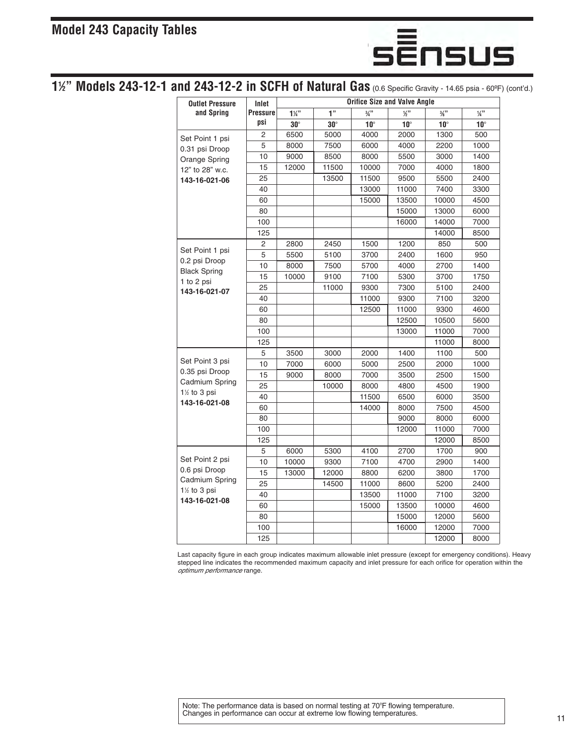# Model 243 Capacity Tables

## 1½" Models 243-12-1 and 243-12-2 in SCFH of Natural Gas (0.6 Specific Gravity - 14.65 psia - 60ºF) (cont'd.)

| Outlet Pressure and Spring | Inlet Pressure psi | Orifice Size and Valve Angle | | | | | |
|---|---|---|---|---|---|---|---|
| | | 1¼" | 1" | ¾" | ½" | ⅜" | ¼" |
| | | 30° | 30° | 10° | 10° | 10° | 10° |
| Set Point 1 psi 0.31 psi Droop Orange Spring 12" to 28" w.c. **143-16-021-06** | 2 | 6500 | 5000 | 4000 | 2000 | 1300 | 500 |
| | 5 | 8000 | 7500 | 6000 | 4000 | 2200 | 1000 |
| | 10 | 9000 | 8500 | 8000 | 5500 | 3000 | 1400 |
| | 15 | 12000 | 11500 | 10000 | 7000 | 4000 | 1800 |
| | 25 | | 13500 | 11500 | 9500 | 5500 | 2400 |
| | 40 | | | 13000 | 11000 | 7400 | 3300 |
| | 60 | | | 15000 | 13500 | 10000 | 4500 |
| | 80 | | | | 15000 | 13000 | 6000 |
| | 100 | | | | 16000 | 14000 | 7000 |
| | 125 | | | | | 14000 | 8500 |
| Set Point 1 psi 0.2 psi Droop Black Spring 1 to 2 psi **143-16-021-07** | 2 | 2800 | 2450 | 1500 | 1200 | 850 | 500 |
| | 5 | 5500 | 5100 | 3700 | 2400 | 1600 | 950 |
| | 10 | 8000 | 7500 | 5700 | 4000 | 2700 | 1400 |
| | 15 | 10000 | 9100 | 7100 | 5300 | 3700 | 1750 |
| | 25 | | 11000 | 9300 | 7300 | 5100 | 2400 |
| | 40 | | | 11000 | 9300 | 7100 | 3200 |
| | 60 | | | 12500 | 11000 | 9300 | 4600 |
| | 80 | | | | 12500 | 10500 | 5600 |
| | 100 | | | | 13000 | 11000 | 7000 |
| | 125 | | | | | 11000 | 8000 |
| Set Point 3 psi 0.35 psi Droop Cadmium Spring 1½ to 3 psi **143-16-021-08** | 5 | 3500 | 3000 | 2000 | 1400 | 1100 | 500 |
| | 10 | 7000 | 6000 | 5000 | 2500 | 2000 | 1000 |
| | 15 | 9000 | 8000 | 7000 | 3500 | 2500 | 1500 |
| | 25 | | 10000 | 8000 | 4800 | 4500 | 1900 |
| | 40 | | | 11500 | 6500 | 6000 | 3500 |
| | 60 | | | 14000 | 8000 | 7500 | 4500 |
| | 80 | | | | 9000 | 8000 | 6000 |
| | 100 | | | | 12000 | 11000 | 7000 |
| | 125 | | | | | 12000 | 8500 |
| Set Point 2 psi 0.6 psi Droop Cadmium Spring 1½ to 3 psi **143-16-021-08** | 5 | 6000 | 5300 | 4100 | 2700 | 1700 | 900 |
| | 10 | 10000 | 9300 | 7100 | 4700 | 2900 | 1400 |
| | 15 | 13000 | 12000 | 8800 | 6200 | 3800 | 1700 |
| | 25 | | 14500 | 11000 | 8600 | 5200 | 2400 |
| | 40 | | | 13500 | 11000 | 7100 | 3200 |
| | 60 | | | 15000 | 13500 | 10000 | 4600 |
| | 80 | | | | 15000 | 12000 | 5600 |
| | 100 | | | | 16000 | 12000 | 7000 |
| | 125 | | | | | 12000 | 8000 |

Last capacity figure in each group indicates maximum allowable inlet pressure (except for emergency conditions). Heavy stepped line indicates the recommended maximum capacity and inlet pressure for each orifice for operation within the *optimum performance* range.

Note: The performance data is based on normal testing at 70°F flowing temperature. Changes in performance can occur at extreme low flowing temperatures.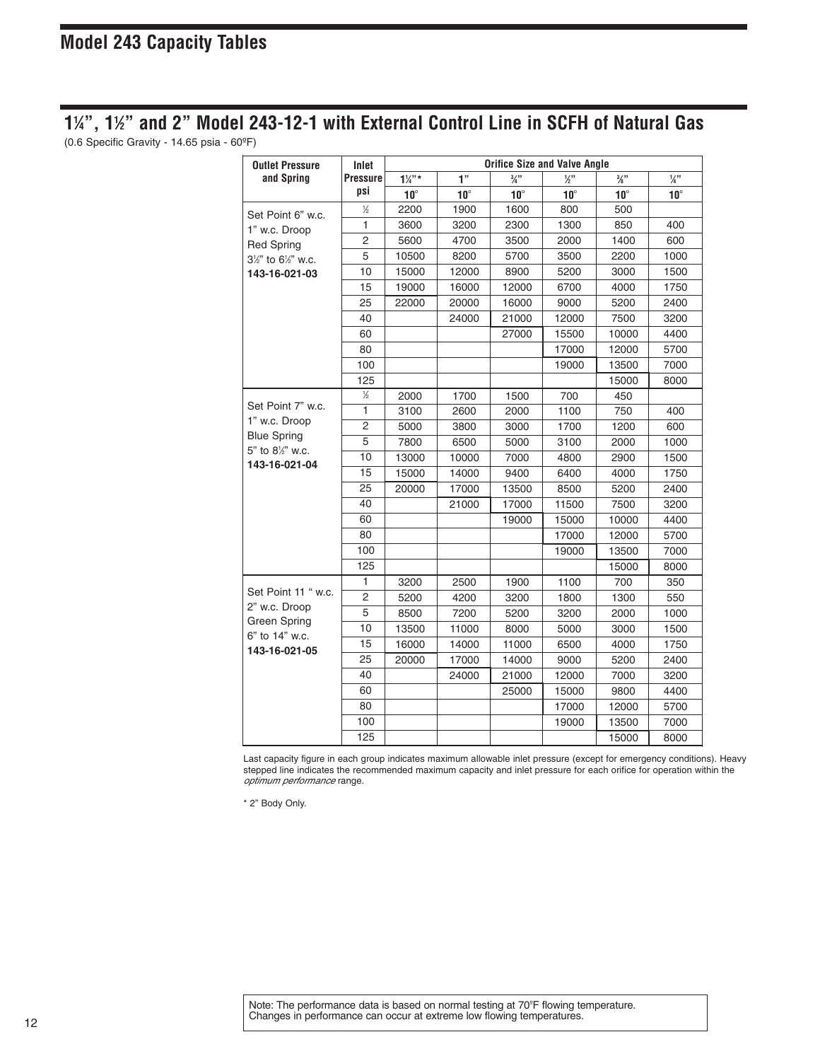# Model 243 Capacity Tables

## 1¼", 1½" and 2" Model 243-12-1 with External Control Line in SCFH of Natural Gas

(0.6 Specific Gravity - 14.65 psia - 60ºF)

| Outlet Pressure and Spring | Inlet Pressure psi | Orifice Size and Valve Angle | | | | | |
|---|---|---|---|---|---|---|---|
| | | 1¼"* | 1" | ¾" | ½" | ⅜" | ¼" |
| | | 10° | 10° | 10° | 10° | 10° | 10° |
| Set Point 6" w.c. 1" w.c. Droop Red Spring 3½" to 6½" w.c. **143-16-021-03** | ½ | 2200 | 1900 | 1600 | 800 | 500 | |
| | 1 | 3600 | 3200 | 2300 | 1300 | 850 | 400 |
| | 2 | 5600 | 4700 | 3500 | 2000 | 1400 | 600 |
| | 5 | 10500 | 8200 | 5700 | 3500 | 2200 | 1000 |
| | 10 | 15000 | 12000 | 8900 | 5200 | 3000 | 1500 |
| | 15 | 19000 | 16000 | 12000 | 6700 | 4000 | 1750 |
| | 25 | 22000 | 20000 | 16000 | 9000 | 5200 | 2400 |
| | 40 | | 24000 | 21000 | 12000 | 7500 | 3200 |
| | 60 | | | 27000 | 15500 | 10000 | 4400 |
| | 80 | | | | 17000 | 12000 | 5700 |
| | 100 | | | | 19000 | 13500 | 7000 |
| | 125 | | | | | 15000 | 8000 |
| Set Point 7" w.c. 1" w.c. Droop Blue Spring 5" to 8½" w.c. **143-16-021-04** | ½ | 2000 | 1700 | 1500 | 700 | 450 | |
| | 1 | 3100 | 2600 | 2000 | 1100 | 750 | 400 |
| | 2 | 5000 | 3800 | 3000 | 1700 | 1200 | 600 |
| | 5 | 7800 | 6500 | 5000 | 3100 | 2000 | 1000 |
| | 10 | 13000 | 10000 | 7000 | 4800 | 2900 | 1500 |
| | 15 | 15000 | 14000 | 9400 | 6400 | 4000 | 1750 |
| | 25 | 20000 | 17000 | 13500 | 8500 | 5200 | 2400 |
| | 40 | | 21000 | 17000 | 11500 | 7500 | 3200 |
| | 60 | | | 19000 | 15000 | 10000 | 4400 |
| | 80 | | | | 17000 | 12000 | 5700 |
| | 100 | | | | 19000 | 13500 | 7000 |
| | 125 | | | | | 15000 | 8000 |
| Set Point 11 " w.c. 2" w.c. Droop Green Spring 6" to 14" w.c. **143-16-021-05** | 1 | 3200 | 2500 | 1900 | 1100 | 700 | 350 |
| | 2 | 5200 | 4200 | 3200 | 1800 | 1300 | 550 |
| | 5 | 8500 | 7200 | 5200 | 3200 | 2000 | 1000 |
| | 10 | 13500 | 11000 | 8000 | 5000 | 3000 | 1500 |
| | 15 | 16000 | 14000 | 11000 | 6500 | 4000 | 1750 |
| | 25 | 20000 | 17000 | 14000 | 9000 | 5200 | 2400 |
| | 40 | | 24000 | 21000 | 12000 | 7000 | 3200 |
| | 60 | | | 25000 | 15000 | 9800 | 4400 |
| | 80 | | | | 17000 | 12000 | 5700 |
| | 100 | | | | 19000 | 13500 | 7000 |
| | 125 | | | | | 15000 | 8000 |

Last capacity figure in each group indicates maximum allowable inlet pressure (except for emergency conditions). Heavy stepped line indicates the recommended maximum capacity and inlet pressure for each orifice for operation within the *optimum performance* range.

\* 2" Body Only.

Note: The performance data is based on normal testing at 70°F flowing temperature. Changes in performance can occur at extreme low flowing temperatures.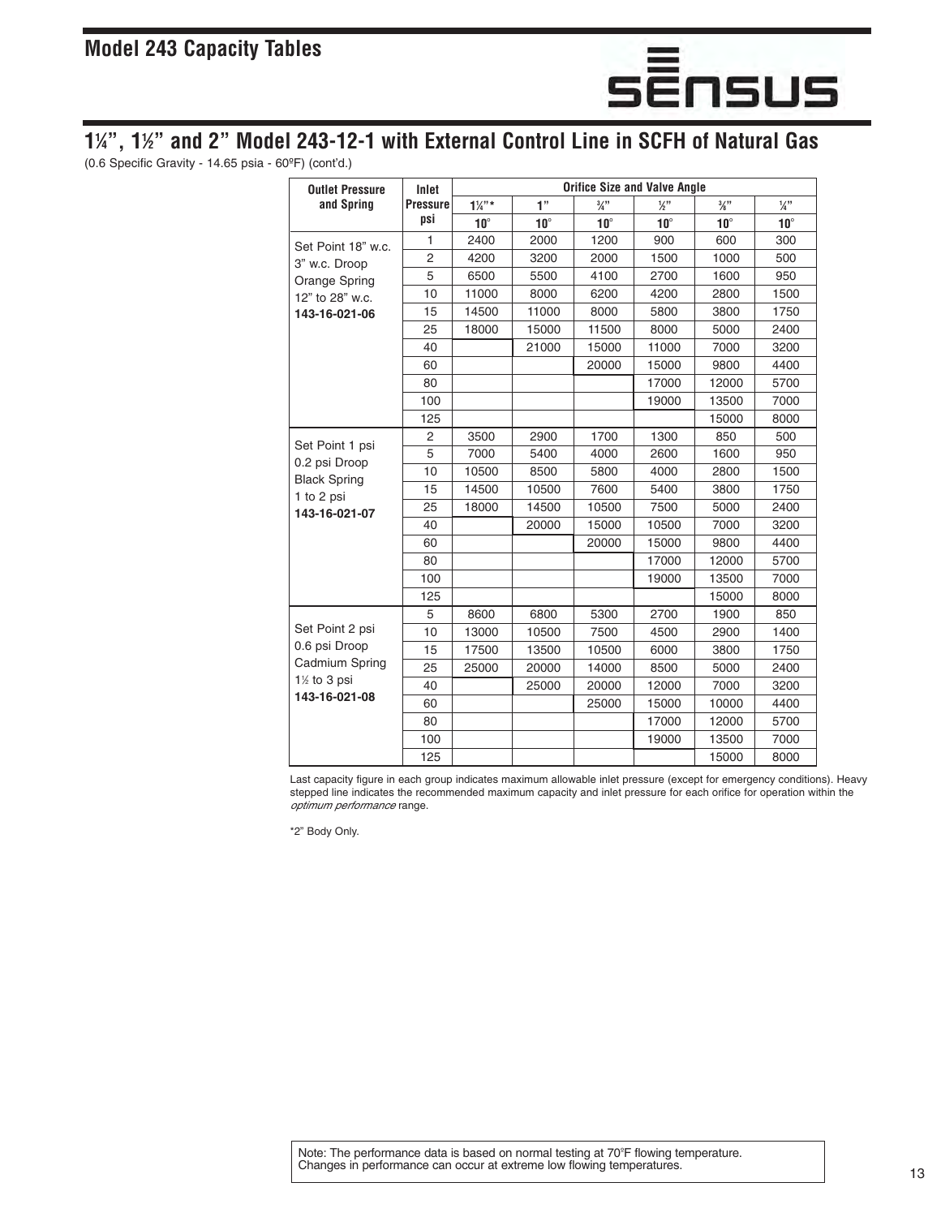## Model 243 Capacity Tables

## 1¼", 1½" and 2" Model 243-12-1 with External Control Line in SCFH of Natural Gas

(0.6 Specific Gravity - 14.65 psia - 60ºF) (cont'd.)

| Outlet Pressure and Spring | Inlet Pressure psi | Orifice Size and Valve Angle | | | | | |
|---|---|---|---|---|---|---|---|
| | | 1¼"* | 1" | ¾" | ½" | ⅜" | ¼" |
| | | 10° | 10° | 10° | 10° | 10° | 10° |
| Set Point 18" w.c. 3" w.c. Droop Orange Spring 12" to 28" w.c. **143-16-021-06** | 1 | 2400 | 2000 | 1200 | 900 | 600 | 300 |
| | 2 | 4200 | 3200 | 2000 | 1500 | 1000 | 500 |
| | 5 | 6500 | 5500 | 4100 | 2700 | 1600 | 950 |
| | 10 | 11000 | 8000 | 6200 | 4200 | 2800 | 1500 |
| | 15 | 14500 | 11000 | 8000 | 5800 | 3800 | 1750 |
| | 25 | 18000 | 15000 | 11500 | 8000 | 5000 | 2400 |
| | 40 | | 21000 | 15000 | 11000 | 7000 | 3200 |
| | 60 | | | 20000 | 15000 | 9800 | 4400 |
| | 80 | | | | 17000 | 12000 | 5700 |
| | 100 | | | | 19000 | 13500 | 7000 |
| | 125 | | | | | 15000 | 8000 |
| Set Point 1 psi 0.2 psi Droop Black Spring 1 to 2 psi **143-16-021-07** | 2 | 3500 | 2900 | 1700 | 1300 | 850 | 500 |
| | 5 | 7000 | 5400 | 4000 | 2600 | 1600 | 950 |
| | 10 | 10500 | 8500 | 5800 | 4000 | 2800 | 1500 |
| | 15 | 14500 | 10500 | 7600 | 5400 | 3800 | 1750 |
| | 25 | 18000 | 14500 | 10500 | 7500 | 5000 | 2400 |
| | 40 | | 20000 | 15000 | 10500 | 7000 | 3200 |
| | 60 | | | 20000 | 15000 | 9800 | 4400 |
| | 80 | | | | 17000 | 12000 | 5700 |
| | 100 | | | | 19000 | 13500 | 7000 |
| | 125 | | | | | 15000 | 8000 |
| Set Point 2 psi 0.6 psi Droop Cadmium Spring 1½ to 3 psi **143-16-021-08** | 5 | 8600 | 6800 | 5300 | 2700 | 1900 | 850 |
| | 10 | 13000 | 10500 | 7500 | 4500 | 2900 | 1400 |
| | 15 | 17500 | 13500 | 10500 | 6000 | 3800 | 1750 |
| | 25 | 25000 | 20000 | 14000 | 8500 | 5000 | 2400 |
| | 40 | | 25000 | 20000 | 12000 | 7000 | 3200 |
| | 60 | | | 25000 | 15000 | 10000 | 4400 |
| | 80 | | | | 17000 | 12000 | 5700 |
| | 100 | | | | 19000 | 13500 | 7000 |
| | 125 | | | | | 15000 | 8000 |

Last capacity figure in each group indicates maximum allowable inlet pressure (except for emergency conditions). Heavy stepped line indicates the recommended maximum capacity and inlet pressure for each orifice for operation within the *optimum performance* range.

*2" Body Only.

Note: The performance data is based on normal testing at 70°F flowing temperature. Changes in performance can occur at extreme low flowing temperatures.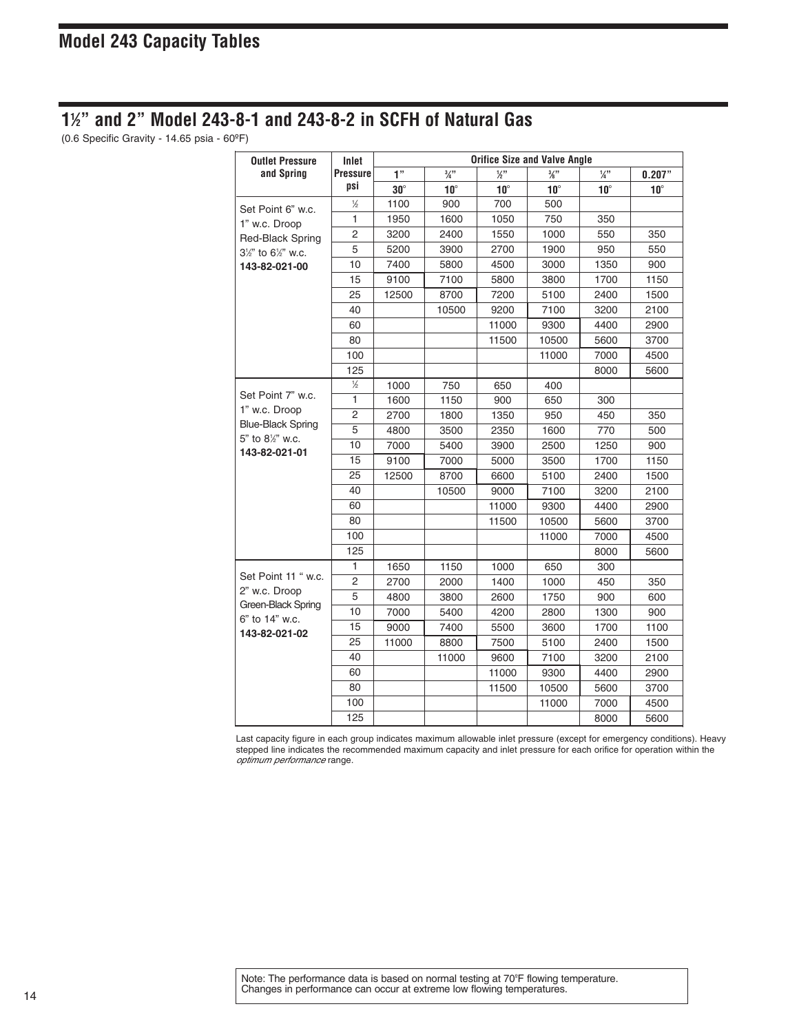## Model 243 Capacity Tables

## 1½" and 2" Model 243-8-1 and 243-8-2 in SCFH of Natural Gas

(0.6 Specific Gravity - 14.65 psia - 60ºF)

| Outlet Pressure and Spring | Inlet Pressure psi | Orifice Size and Valve Angle | | | | | |
|---|---|---|---|---|---|---|---|
| | | 1" | ¾" | ½" | ⅜" | ¼" | 0.207" |
| | | 30° | 10° | 10° | 10° | 10° | 10° |
| Set Point 6" w.c. 1" w.c. Droop Red-Black Spring 3½" to 6½" w.c. **143-82-021-00** | ½ | 1100 | 900 | 700 | 500 | | |
| | 1 | 1950 | 1600 | 1050 | 750 | 350 | |
| | 2 | 3200 | 2400 | 1550 | 1000 | 550 | 350 |
| | 5 | 5200 | 3900 | 2700 | 1900 | 950 | 550 |
| | 10 | 7400 | 5800 | 4500 | 3000 | 1350 | 900 |
| | 15 | 9100 | 7100 | 5800 | 3800 | 1700 | 1150 |
| | 25 | 12500 | 8700 | 7200 | 5100 | 2400 | 1500 |
| | 40 | | 10500 | 9200 | 7100 | 3200 | 2100 |
| | 60 | | | 11000 | 9300 | 4400 | 2900 |
| | 80 | | | 11500 | 10500 | 5600 | 3700 |
| | 100 | | | | 11000 | 7000 | 4500 |
| | 125 | | | | | 8000 | 5600 |
| Set Point 7" w.c. 1" w.c. Droop Blue-Black Spring 5" to 8½" w.c. **143-82-021-01** | ½ | 1000 | 750 | 650 | 400 | | |
| | 1 | 1600 | 1150 | 900 | 650 | 300 | |
| | 2 | 2700 | 1800 | 1350 | 950 | 450 | 350 |
| | 5 | 4800 | 3500 | 2350 | 1600 | 770 | 500 |
| | 10 | 7000 | 5400 | 3900 | 2500 | 1250 | 900 |
| | 15 | 9100 | 7000 | 5000 | 3500 | 1700 | 1150 |
| | 25 | 12500 | 8700 | 6600 | 5100 | 2400 | 1500 |
| | 40 | | 10500 | 9000 | 7100 | 3200 | 2100 |
| | 60 | | | 11000 | 9300 | 4400 | 2900 |
| | 80 | | | 11500 | 10500 | 5600 | 3700 |
| | 100 | | | | 11000 | 7000 | 4500 |
| | 125 | | | | | 8000 | 5600 |
| Set Point 11 " w.c. 2" w.c. Droop Green-Black Spring 6" to 14" w.c. **143-82-021-02** | 1 | 1650 | 1150 | 1000 | 650 | 300 | |
| | 2 | 2700 | 2000 | 1400 | 1000 | 450 | 350 |
| | 5 | 4800 | 3800 | 2600 | 1750 | 900 | 600 |
| | 10 | 7000 | 5400 | 4200 | 2800 | 1300 | 900 |
| | 15 | 9000 | 7400 | 5500 | 3600 | 1700 | 1100 |
| | 25 | 11000 | 8800 | 7500 | 5100 | 2400 | 1500 |
| | 40 | | 11000 | 9600 | 7100 | 3200 | 2100 |
| | 60 | | | 11000 | 9300 | 4400 | 2900 |
| | 80 | | | 11500 | 10500 | 5600 | 3700 |
| | 100 | | | | 11000 | 7000 | 4500 |
| | 125 | | | | | 8000 | 5600 |

Last capacity figure in each group indicates maximum allowable inlet pressure (except for emergency conditions). Heavy stepped line indicates the recommended maximum capacity and inlet pressure for each orifice for operation within the *optimum performance* range.

Note: The performance data is based on normal testing at 70ºF flowing temperature. Changes in performance can occur at extreme low flowing temperatures.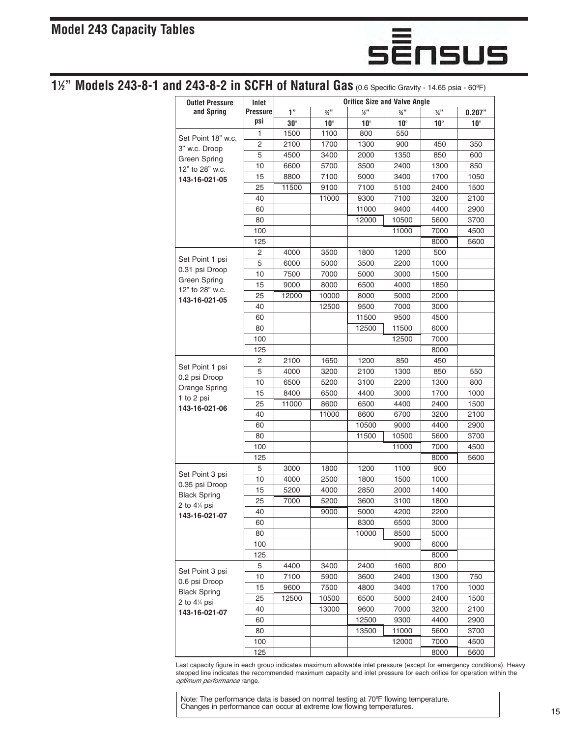## Model 243 Capacity Tables

## 1½" Models 243-8-1 and 243-8-2 in SCFH of Natural Gas (0.6 Specific Gravity - 14.65 psia - 60ºF)

| Outlet Pressure and Spring | Inlet Pressure psi | Orifice Size and Valve Angle | | | | | |
|---|---|---|---|---|---|---|---|
| | | 1" | ¾" | ½" | ⅜" | ¼" | 0.207" |
| | | 30° | 10° | 10° | 10° | 10° | 10° |
| Set Point 18" w.c. 3" w.c. Droop Green Spring 12" to 28" w.c. **143-16-021-05** | 1 | 1500 | 1100 | 800 | 550 | | |
| | 2 | 2100 | 1700 | 1300 | 900 | 450 | 350 |
| | 5 | 4500 | 3400 | 2000 | 1350 | 850 | 600 |
| | 10 | 6600 | 5700 | 3500 | 2400 | 1300 | 850 |
| | 15 | 8800 | 7100 | 5000 | 3400 | 1700 | 1050 |
| | 25 | 11500 | 9100 | 7100 | 5100 | 2400 | 1500 |
| | 40 | | 11000 | 9300 | 7100 | 3200 | 2100 |
| | 60 | | | 11000 | 9400 | 4400 | 2900 |
| | 80 | | | 12000 | 10500 | 5600 | 3700 |
| | 100 | | | | 11000 | 7000 | 4500 |
| | 125 | | | | | 8000 | 5600 |
| Set Point 1 psi 0.31 psi Droop Green Spring 12" to 28" w.c. **143-16-021-05** | 2 | 4000 | 3500 | 1800 | 1200 | 500 | |
| | 5 | 6000 | 5000 | 3500 | 2200 | 1000 | |
| | 10 | 7500 | 7000 | 5000 | 3000 | 1500 | |
| | 15 | 9000 | 8000 | 6500 | 4000 | 1850 | |
| | 25 | 12000 | 10000 | 8000 | 5000 | 2000 | |
| | 40 | | 12500 | 9500 | 7000 | 3000 | |
| | 60 | | | 11500 | 9500 | 4500 | |
| | 80 | | | 12500 | 11500 | 6000 | |
| | 100 | | | | 12500 | 7000 | |
| | 125 | | | | | 8000 | |
| Set Point 1 psi 0.2 psi Droop Orange Spring 1 to 2 psi **143-16-021-06** | 2 | 2100 | 1650 | 1200 | 850 | 450 | |
| | 5 | 4000 | 3200 | 2100 | 1300 | 850 | 550 |
| | 10 | 6500 | 5200 | 3100 | 2200 | 1300 | 800 |
| | 15 | 8400 | 6500 | 4400 | 3000 | 1700 | 1000 |
| | 25 | 11000 | 8600 | 6500 | 4400 | 2400 | 1500 |
| | 40 | | 11000 | 8600 | 6700 | 3200 | 2100 |
| | 60 | | | 10500 | 9000 | 4400 | 2900 |
| | 80 | | | 11500 | 10500 | 5600 | 3700 |
| | 100 | | | | 11000 | 7000 | 4500 |
| | 125 | | | | | 8000 | 5600 |
| Set Point 3 psi 0.35 psi Droop Black Spring 2 to 4¼ psi **143-16-021-07** | 5 | 3000 | 1800 | 1200 | 1100 | 900 | |
| | 10 | 4000 | 2500 | 1800 | 1500 | 1000 | |
| | 15 | 5200 | 4000 | 2850 | 2000 | 1400 | |
| | 25 | 7000 | 5200 | 3600 | 3100 | 1800 | |
| | 40 | | 9000 | 5000 | 4200 | 2200 | |
| | 60 | | | 8300 | 6500 | 3000 | |
| | 80 | | | 10000 | 8500 | 5000 | |
| | 100 | | | | 9000 | 6000 | |
| | 125 | | | | | 8000 | |
| Set Point 3 psi 0.6 psi Droop Black Spring 2 to 4¼ psi **143-16-021-07** | 5 | 4400 | 3400 | 2400 | 1600 | 800 | |
| | 10 | 7100 | 5900 | 3600 | 2400 | 1300 | 750 |
| | 15 | 9600 | 7500 | 4800 | 3400 | 1700 | 1000 |
| | 25 | 12500 | 10500 | 6500 | 5000 | 2400 | 1500 |
| | 40 | | 13000 | 9600 | 7000 | 3200 | 2100 |
| | 60 | | | 12500 | 9300 | 4400 | 2900 |
| | 80 | | | 13500 | 11000 | 5600 | 3700 |
| | 100 | | | | 12000 | 7000 | 4500 |
| | 125 | | | | | 8000 | 5600 |

Last capacity figure in each group indicates maximum allowable inlet pressure (except for emergency conditions). Heavy stepped line indicates the recommended maximum capacity and inlet pressure for each orifice for operation within the *optimum performance* range.

Note: The performance data is based on normal testing at 70°F flowing temperature. Changes in performance can occur at extreme low flowing temperatures.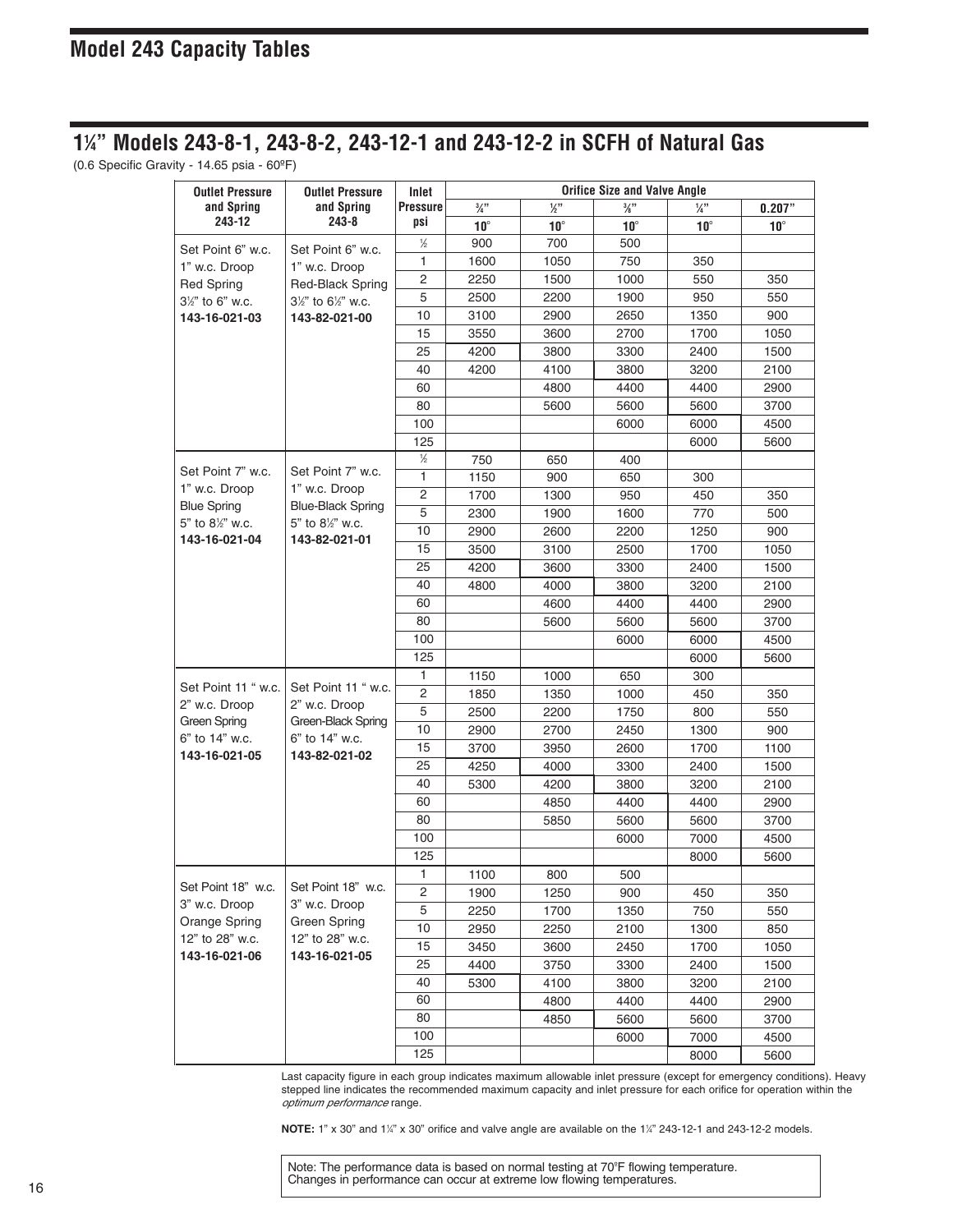## Model 243 Capacity Tables

# 1¼" Models 243-8-1, 243-8-2, 243-12-1 and 243-12-2 in SCFH of Natural Gas

(0.6 Specific Gravity - 14.65 psia - 60ºF)

| Outlet Pressure and Spring 243-12 | Outlet Pressure and Spring 243-8 | Inlet Pressure psi | Orifice Size and Valve Angle | | | | |
|---|---|---|---|---|---|---|---|
| | | | ¾" | ½" | ⅜" | ¼" | 0.207" |
| | | | 10° | 10° | 10° | 10° | 10° |
| Set Point 6" w.c. 1" w.c. Droop Red Spring 3½" to 6" w.c. **143-16-021-03** | Set Point 6" w.c. 1" w.c. Droop Red-Black Spring 3½" to 6½" w.c. **143-82-021-00** | ½ | 900 | 700 | 500 | | |
| | | 1 | 1600 | 1050 | 750 | 350 | |
| | | 2 | 2250 | 1500 | 1000 | 550 | 350 |
| | | 5 | 2500 | 2200 | 1900 | 950 | 550 |
| | | 10 | 3100 | 2900 | 2650 | 1350 | 900 |
| | | 15 | 3550 | 3600 | 2700 | 1700 | 1050 |
| | | 25 | 4200 | 3800 | 3300 | 2400 | 1500 |
| | | 40 | 4200 | 4100 | 3800 | 3200 | 2100 |
| | | 60 | | 4800 | 4400 | 4400 | 2900 |
| | | 80 | | 5600 | 5600 | 5600 | 3700 |
| | | 100 | | | 6000 | 6000 | 4500 |
| | | 125 | | | | 6000 | 5600 |
| Set Point 7" w.c. 1" w.c. Droop Blue Spring 5" to 8½" w.c. **143-16-021-04** | Set Point 7" w.c. 1" w.c. Droop Blue-Black Spring 5" to 8½" w.c. **143-82-021-01** | ½ | 750 | 650 | 400 | | |
| | | 1 | 1150 | 900 | 650 | 300 | |
| | | 2 | 1700 | 1300 | 950 | 450 | 350 |
| | | 5 | 2300 | 1900 | 1600 | 770 | 500 |
| | | 10 | 2900 | 2600 | 2200 | 1250 | 900 |
| | | 15 | 3500 | 3100 | 2500 | 1700 | 1050 |
| | | 25 | 4200 | 3600 | 3300 | 2400 | 1500 |
| | | 40 | 4800 | 4000 | 3800 | 3200 | 2100 |
| | | 60 | | 4600 | 4400 | 4400 | 2900 |
| | | 80 | | 5600 | 5600 | 5600 | 3700 |
| | | 100 | | | 6000 | 6000 | 4500 |
| | | 125 | | | | 6000 | 5600 |
| Set Point 11 " w.c. 2" w.c. Droop Green Spring 6" to 14" w.c. **143-16-021-05** | Set Point 11 " w.c. 2" w.c. Droop Green-Black Spring 6" to 14" w.c. **143-82-021-02** | 1 | 1150 | 1000 | 650 | 300 | |
| | | 2 | 1850 | 1350 | 1000 | 450 | 350 |
| | | 5 | 2500 | 2200 | 1750 | 800 | 550 |
| | | 10 | 2900 | 2700 | 2450 | 1300 | 900 |
| | | 15 | 3700 | 3950 | 2600 | 1700 | 1100 |
| | | 25 | 4250 | 4000 | 3300 | 2400 | 1500 |
| | | 40 | 5300 | 4200 | 3800 | 3200 | 2100 |
| | | 60 | | 4850 | 4400 | 4400 | 2900 |
| | | 80 | | 5850 | 5600 | 5600 | 3700 |
| | | 100 | | | 6000 | 7000 | 4500 |
| | | 125 | | | | 8000 | 5600 |
| Set Point 18" w.c. 3" w.c. Droop Orange Spring 12" to 28" w.c. **143-16-021-06** | Set Point 18" w.c. 3" w.c. Droop Green Spring 12" to 28" w.c. **143-16-021-05** | 1 | 1100 | 800 | 500 | | |
| | | 2 | 1900 | 1250 | 900 | 450 | 350 |
| | | 5 | 2250 | 1700 | 1350 | 750 | 550 |
| | | 10 | 2950 | 2250 | 2100 | 1300 | 850 |
| | | 15 | 3450 | 3600 | 2450 | 1700 | 1050 |
| | | 25 | 4400 | 3750 | 3300 | 2400 | 1500 |
| | | 40 | 5300 | 4100 | 3800 | 3200 | 2100 |
| | | 60 | | 4800 | 4400 | 4400 | 2900 |
| | | 80 | | 4850 | 5600 | 5600 | 3700 |
| | | 100 | | | 6000 | 7000 | 4500 |
| | | 125 | | | | 8000 | 5600 |

Last capacity figure in each group indicates maximum allowable inlet pressure (except for emergency conditions). Heavy stepped line indicates the recommended maximum capacity and inlet pressure for each orifice for operation within the *optimum performance* range.

**NOTE:** 1" x 30" and 1¼" x 30" orifice and valve angle are available on the 1¼" 243-12-1 and 243-12-2 models.

Note: The performance data is based on normal testing at 70ºF flowing temperature. Changes in performance can occur at extreme low flowing temperatures.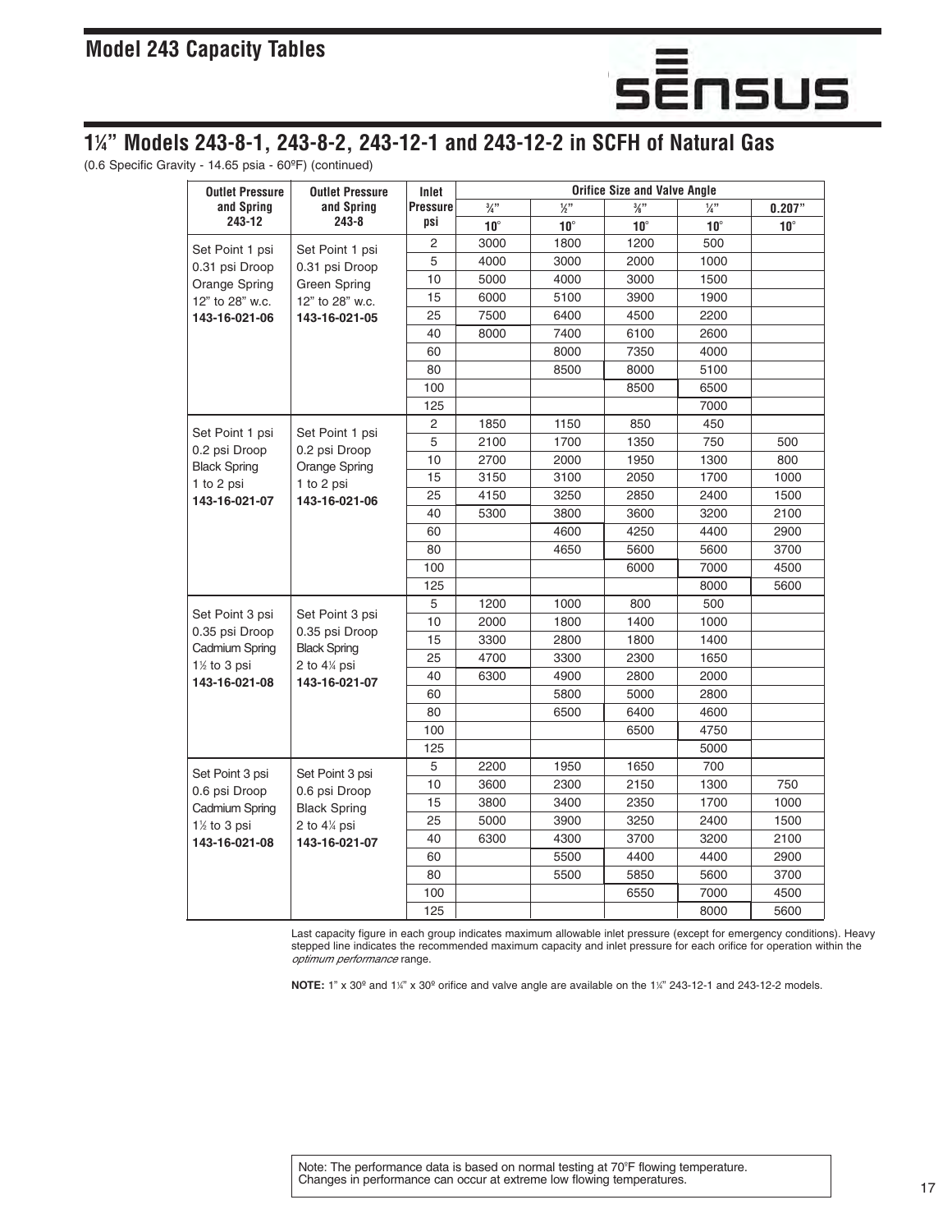## Model 243 Capacity Tables

## 1¼" Models 243-8-1, 243-8-2, 243-12-1 and 243-12-2 in SCFH of Natural Gas

(0.6 Specific Gravity - 14.65 psia - 60ºF) (continued)

| Outlet Pressure and Spring 243-12 | Outlet Pressure and Spring 243-8 | Inlet Pressure psi | Orifice Size and Valve Angle | | | | |
|---|---|---|---|---|---|---|---|
| | | | ¾" | ½" | ⅜" | ¼" | 0.207" |
| | | | 10° | 10° | 10° | 10° | 10° |
| Set Point 1 psi 0.31 psi Droop Orange Spring 12" to 28" w.c. **143-16-021-06** | Set Point 1 psi 0.31 psi Droop Green Spring 12" to 28" w.c. **143-16-021-05** | 2 | 3000 | 1800 | 1200 | 500 | |
| | | 5 | 4000 | 3000 | 2000 | 1000 | |
| | | 10 | 5000 | 4000 | 3000 | 1500 | |
| | | 15 | 6000 | 5100 | 3900 | 1900 | |
| | | 25 | 7500 | 6400 | 4500 | 2200 | |
| | | 40 | 8000 | 7400 | 6100 | 2600 | |
| | | 60 | | 8000 | 7350 | 4000 | |
| | | 80 | | 8500 | 8000 | 5100 | |
| | | 100 | | | 8500 | 6500 | |
| | | 125 | | | | 7000 | |
| Set Point 1 psi 0.2 psi Droop Black Spring 1 to 2 psi **143-16-021-07** | Set Point 1 psi 0.2 psi Droop Orange Spring 1 to 2 psi **143-16-021-06** | 2 | 1850 | 1150 | 850 | 450 | |
| | | 5 | 2100 | 1700 | 1350 | 750 | 500 |
| | | 10 | 2700 | 2000 | 1950 | 1300 | 800 |
| | | 15 | 3150 | 3100 | 2050 | 1700 | 1000 |
| | | 25 | 4150 | 3250 | 2850 | 2400 | 1500 |
| | | 40 | 5300 | 3800 | 3600 | 3200 | 2100 |
| | | 60 | | 4600 | 4250 | 4400 | 2900 |
| | | 80 | | 4650 | 5600 | 5600 | 3700 |
| | | 100 | | | 6000 | 7000 | 4500 |
| | | 125 | | | | 8000 | 5600 |
| Set Point 3 psi 0.35 psi Droop Cadmium Spring 1½ to 3 psi **143-16-021-08** | Set Point 3 psi 0.35 psi Droop Black Spring 2 to 4¼ psi **143-16-021-07** | 5 | 1200 | 1000 | 800 | 500 | |
| | | 10 | 2000 | 1800 | 1400 | 1000 | |
| | | 15 | 3300 | 2800 | 1800 | 1400 | |
| | | 25 | 4700 | 3300 | 2300 | 1650 | |
| | | 40 | 6300 | 4900 | 2800 | 2000 | |
| | | 60 | | 5800 | 5000 | 2800 | |
| | | 80 | | 6500 | 6400 | 4600 | |
| | | 100 | | | 6500 | 4750 | |
| | | 125 | | | | 5000 | |
| Set Point 3 psi 0.6 psi Droop Cadmium Spring 1½ to 3 psi **143-16-021-08** | Set Point 3 psi 0.6 psi Droop Black Spring 2 to 4¼ psi **143-16-021-07** | 5 | 2200 | 1950 | 1650 | 700 | |
| | | 10 | 3600 | 2300 | 2150 | 1300 | 750 |
| | | 15 | 3800 | 3400 | 2350 | 1700 | 1000 |
| | | 25 | 5000 | 3900 | 3250 | 2400 | 1500 |
| | | 40 | 6300 | 4300 | 3700 | 3200 | 2100 |
| | | 60 | | 5500 | 4400 | 4400 | 2900 |
| | | 80 | | 5500 | 5850 | 5600 | 3700 |
| | | 100 | | | 6550 | 7000 | 4500 |
| | | 125 | | | | 8000 | 5600 |

Last capacity figure in each group indicates maximum allowable inlet pressure (except for emergency conditions). Heavy stepped line indicates the recommended maximum capacity and inlet pressure for each orifice for operation within the *optimum performance* range.

**NOTE:** 1" x 30º and 1¼" x 30º orifice and valve angle are available on the 1¼" 243-12-1 and 243-12-2 models.

Note: The performance data is based on normal testing at 70°F flowing temperature. Changes in performance can occur at extreme low flowing temperatures.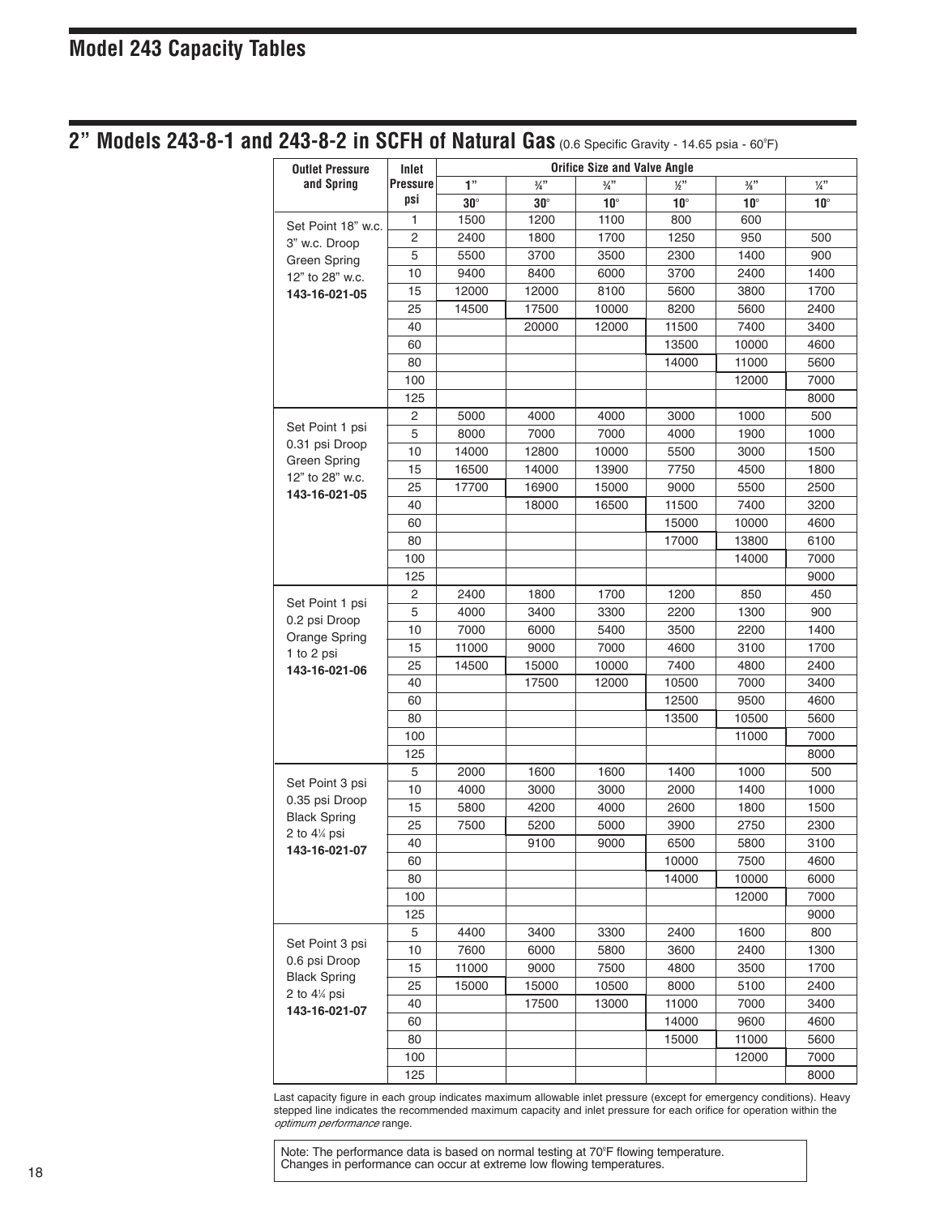## Model 243 Capacity Tables

## 2” Models 243-8-1 and 243-8-2 in SCFH of Natural Gas (0.6 Specific Gravity - 14.65 psia - 60°F)

| Outlet Pressure and Spring | Inlet Pressure psi | Orifice Size and Valve Angle | | | | | |
|---|---|---|---|---|---|---|---|
| | | 1” | ¾” | ¾” | ½” | ⅜” | ¼” |
| | | 30° | 30° | 10° | 10° | 10° | 10° |
| Set Point 18” w.c. 3” w.c. Droop Green Spring 12” to 28” w.c. **143-16-021-05** | 1 | 1500 | 1200 | 1100 | 800 | 600 | |
| | 2 | 2400 | 1800 | 1700 | 1250 | 950 | 500 |
| | 5 | 5500 | 3700 | 3500 | 2300 | 1400 | 900 |
| | 10 | 9400 | 8400 | 6000 | 3700 | 2400 | 1400 |
| | 15 | 12000 | 12000 | 8100 | 5600 | 3800 | 1700 |
| | 25 | 14500 | 17500 | 10000 | 8200 | 5600 | 2400 |
| | 40 | | 20000 | 12000 | 11500 | 7400 | 3400 |
| | 60 | | | | 13500 | 10000 | 4600 |
| | 80 | | | | 14000 | 11000 | 5600 |
| | 100 | | | | | 12000 | 7000 |
| | 125 | | | | | | 8000 |
| Set Point 1 psi 0.31 psi Droop Green Spring 12” to 28” w.c. **143-16-021-05** | 2 | 5000 | 4000 | 4000 | 3000 | 1000 | 500 |
| | 5 | 8000 | 7000 | 7000 | 4000 | 1900 | 1000 |
| | 10 | 14000 | 12800 | 10000 | 5500 | 3000 | 1500 |
| | 15 | 16500 | 14000 | 13900 | 7750 | 4500 | 1800 |
| | 25 | 17700 | 16900 | 15000 | 9000 | 5500 | 2500 |
| | 40 | | 18000 | 16500 | 11500 | 7400 | 3200 |
| | 60 | | | | 15000 | 10000 | 4600 |
| | 80 | | | | 17000 | 13800 | 6100 |
| | 100 | | | | | 14000 | 7000 |
| | 125 | | | | | | 9000 |
| Set Point 1 psi 0.2 psi Droop Orange Spring 1 to 2 psi **143-16-021-06** | 2 | 2400 | 1800 | 1700 | 1200 | 850 | 450 |
| | 5 | 4000 | 3400 | 3300 | 2200 | 1300 | 900 |
| | 10 | 7000 | 6000 | 5400 | 3500 | 2200 | 1400 |
| | 15 | 11000 | 9000 | 7000 | 4600 | 3100 | 1700 |
| | 25 | 14500 | 15000 | 10000 | 7400 | 4800 | 2400 |
| | 40 | | 17500 | 12000 | 10500 | 7000 | 3400 |
| | 60 | | | | 12500 | 9500 | 4600 |
| | 80 | | | | 13500 | 10500 | 5600 |
| | 100 | | | | | 11000 | 7000 |
| | 125 | | | | | | 8000 |
| Set Point 3 psi 0.35 psi Droop Black Spring 2 to 4¼ psi **143-16-021-07** | 5 | 2000 | 1600 | 1600 | 1400 | 1000 | 500 |
| | 10 | 4000 | 3000 | 3000 | 2000 | 1400 | 1000 |
| | 15 | 5800 | 4200 | 4000 | 2600 | 1800 | 1500 |
| | 25 | 7500 | 5200 | 5000 | 3900 | 2750 | 2300 |
| | 40 | | 9100 | 9000 | 6500 | 5800 | 3100 |
| | 60 | | | | 10000 | 7500 | 4600 |
| | 80 | | | | 14000 | 10000 | 6000 |
| | 100 | | | | | 12000 | 7000 |
| | 125 | | | | | | 9000 |
| Set Point 3 psi 0.6 psi Droop Black Spring 2 to 4¼ psi **143-16-021-07** | 5 | 4400 | 3400 | 3300 | 2400 | 1600 | 800 |
| | 10 | 7600 | 6000 | 5800 | 3600 | 2400 | 1300 |
| | 15 | 11000 | 9000 | 7500 | 4800 | 3500 | 1700 |
| | 25 | 15000 | 15000 | 10500 | 8000 | 5100 | 2400 |
| | 40 | | 17500 | 13000 | 11000 | 7000 | 3400 |
| | 60 | | | | 14000 | 9600 | 4600 |
| | 80 | | | | 15000 | 11000 | 5600 |
| | 100 | | | | | 12000 | 7000 |
| | 125 | | | | | | 8000 |

Last capacity figure in each group indicates maximum allowable inlet pressure (except for emergency conditions). Heavy stepped line indicates the recommended maximum capacity and inlet pressure for each orifice for operation within the *optimum performance* range.

Note: The performance data is based on normal testing at 70°F flowing temperature. Changes in performance can occur at extreme low flowing temperatures.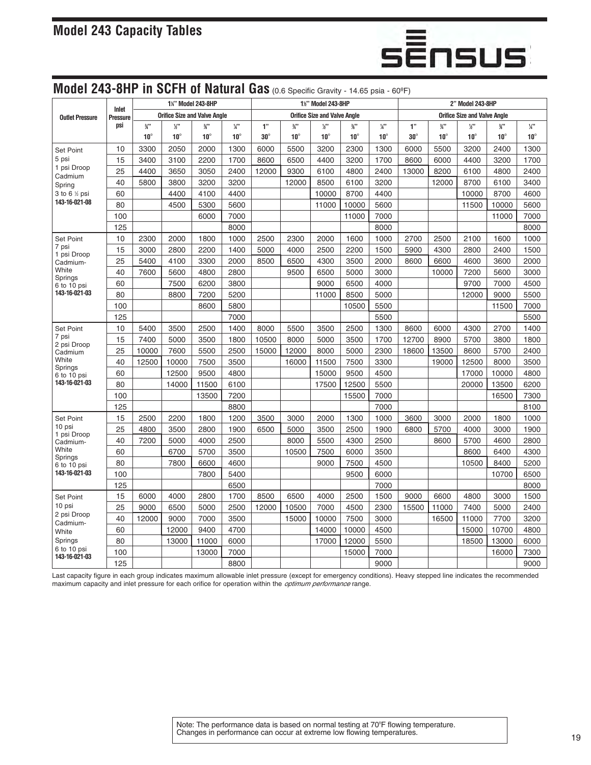## Model 243 Capacity Tables

## Model 243-8HP in SCFH of Natural Gas (0.6 Specific Gravity - 14.65 psia - 60ºF)

| Outlet Pressure | Inlet Pressure psi | 1¼" Model 243-8HP | | | | 1½" Model 243-8HP | | | | | 2" Model 243-8HP | | | | |
|---|---|---|---|---|---|---|---|---|---|---|---|---|---|---|---|
| | | Orifice Size and Valve Angle | | | | Orifice Size and Valve Angle | | | | | Orifice Size and Valve Angle | | | | |
| | | ¾" 10° | ½" 10° | ⅜" 10° | ¼" 10° | 1" 30° | ¾" 10° | ½" 10° | ⅜" 10° | ¼" 10° | 1" 30° | ¾" 10° | ½" 10° | ⅜" 10° | ¼" 10° |
| Set Point 5 psi 1 psi Droop Cadmium Spring 3 to 6 ½ psi **143-16-021-08** | 10 | 3300 | 2050 | 2000 | 1300 | 6000 | 5500 | 3200 | 2300 | 1300 | 6000 | 5500 | 3200 | 2400 | 1300 |
| | 15 | 3400 | 3100 | 2200 | 1700 | 8600 | 6500 | 4400 | 3200 | 1700 | 8600 | 6000 | 4400 | 3200 | 1700 |
| | 25 | 4400 | 3650 | 3050 | 2400 | 12000 | 9300 | 6100 | 4800 | 2400 | 13000 | 8200 | 6100 | 4800 | 2400 |
| | 40 | 5800 | 3800 | 3200 | 3200 | | 12000 | 8500 | 6100 | 3200 | | 12000 | 8700 | 6100 | 3400 |
| | 60 | | 4400 | 4100 | 4400 | | | 10000 | 8700 | 4400 | | | 10000 | 8700 | 4600 |
| | 80 | | 4500 | 5300 | 5600 | | | 11000 | 10000 | 5600 | | | 11500 | 10000 | 5600 |
| | 100 | | | 6000 | 7000 | | | | 11000 | 7000 | | | | 11000 | 7000 |
| | 125 | | | | 8000 | | | | | 8000 | | | | | 8000 |
| Set Point 7 psi 1 psi Droop Cadmium-White Springs 6 to 10 psi **143-16-021-03** | 10 | 2300 | 2000 | 1800 | 1000 | 2500 | 2300 | 2000 | 1600 | 1000 | 2700 | 2500 | 2100 | 1600 | 1000 |
| | 15 | 3000 | 2800 | 2200 | 1400 | 5000 | 4000 | 2500 | 2200 | 1500 | 5900 | 4300 | 2800 | 2400 | 1500 |
| | 25 | 5400 | 4100 | 3300 | 2000 | 8500 | 6500 | 4300 | 3500 | 2000 | 8600 | 6600 | 4600 | 3600 | 2000 |
| | 40 | 7600 | 5600 | 4800 | 2800 | | 9500 | 6500 | 5000 | 3000 | | 10000 | 7200 | 5600 | 3000 |
| | 60 | | 7500 | 6200 | 3800 | | | 9000 | 6500 | 4000 | | | 9700 | 7000 | 4500 |
| | 80 | | 8800 | 7200 | 5200 | | | 11000 | 8500 | 5000 | | | 12000 | 9000 | 5500 |
| | 100 | | | 8600 | 5800 | | | | 10500 | 5500 | | | | 11500 | 7000 |
| | 125 | | | | 7000 | | | | | 5500 | | | | | 5500 |
| Set Point 7 psi 2 psi Droop Cadmium White Springs 6 to 10 psi **143-16-021-03** | 10 | 5400 | 3500 | 2500 | 1400 | 8000 | 5500 | 3500 | 2500 | 1300 | 8600 | 6000 | 4300 | 2700 | 1400 |
| | 15 | 7400 | 5000 | 3500 | 1800 | 10500 | 8000 | 5000 | 3500 | 1700 | 12700 | 8900 | 5700 | 3800 | 1800 |
| | 25 | 10000 | 7600 | 5500 | 2500 | 15000 | 12000 | 8000 | 5000 | 2300 | 18600 | 13500 | 8600 | 5700 | 2400 |
| | 40 | 12500 | 10000 | 7500 | 3500 | | 16000 | 11500 | 7500 | 3300 | | 19000 | 12500 | 8000 | 3500 |
| | 60 | | 12500 | 9500 | 4800 | | | 15000 | 9500 | 4500 | | | 17000 | 10000 | 4800 |
| | 80 | | 14000 | 11500 | 6100 | | | 17500 | 12500 | 5500 | | | 20000 | 13500 | 6200 |
| | 100 | | | 13500 | 7200 | | | | 15500 | 7000 | | | | 16500 | 7300 |
| | 125 | | | | 8800 | | | | | 7000 | | | | | 8100 |
| Set Point 10 psi 1 psi Droop Cadmium-White Springs 6 to 10 psi **143-16-021-03** | 15 | 2500 | 2200 | 1800 | 1200 | 3500 | 3000 | 2000 | 1300 | 1000 | 3600 | 3000 | 2000 | 1800 | 1000 |
| | 25 | 4800 | 3500 | 2800 | 1900 | 6500 | 5000 | 3500 | 2500 | 1900 | 6800 | 5700 | 4000 | 3000 | 1900 |
| | 40 | 7200 | 5000 | 4000 | 2500 | | 8000 | 5500 | 4300 | 2500 | | 8600 | 5700 | 4600 | 2800 |
| | 60 | | 6700 | 5700 | 3500 | | 10500 | 7500 | 6000 | 3500 | | | 8600 | 6400 | 4300 |
| | 80 | | 7800 | 6600 | 4600 | | | 9000 | 7500 | 4500 | | | 10500 | 8400 | 5200 |
| | 100 | | | 7800 | 5400 | | | | 9500 | 6000 | | | | 10700 | 6500 |
| | 125 | | | | 6500 | | | | | 7000 | | | | | 8000 |
| Set Point 10 psi 2 psi Droop Cadmium-White Springs 6 to 10 psi **143-16-021-03** | 15 | 6000 | 4000 | 2800 | 1700 | 8500 | 6500 | 4000 | 2500 | 1500 | 9000 | 6600 | 4800 | 3000 | 1500 |
| | 25 | 9000 | 6500 | 5000 | 2500 | 12000 | 10500 | 7000 | 4500 | 2300 | 15500 | 11000 | 7400 | 5000 | 2400 |
| | 40 | 12000 | 9000 | 7000 | 3500 | | 15000 | 10000 | 7500 | 3000 | | 16500 | 11000 | 7700 | 3200 |
| | 60 | | 12000 | 9400 | 4700 | | | 14000 | 10000 | 4500 | | | 15000 | 10700 | 4800 |
| | 80 | | 13000 | 11000 | 6000 | | | 17000 | 12000 | 5500 | | | 18500 | 13000 | 6000 |
| | 100 | | | 13000 | 7000 | | | | 15000 | 7000 | | | | 16000 | 7300 |
| | 125 | | | | 8800 | | | | | 9000 | | | | | 9000 |

Last capacity figure in each group indicates maximum allowable inlet pressure (except for emergency conditions). Heavy stepped line indicates the recommended maximum capacity and inlet pressure for each orifice for operation within the *optimum performance* range.

Note: The performance data is based on normal testing at 70°F flowing temperature. Changes in performance can occur at extreme low flowing temperatures.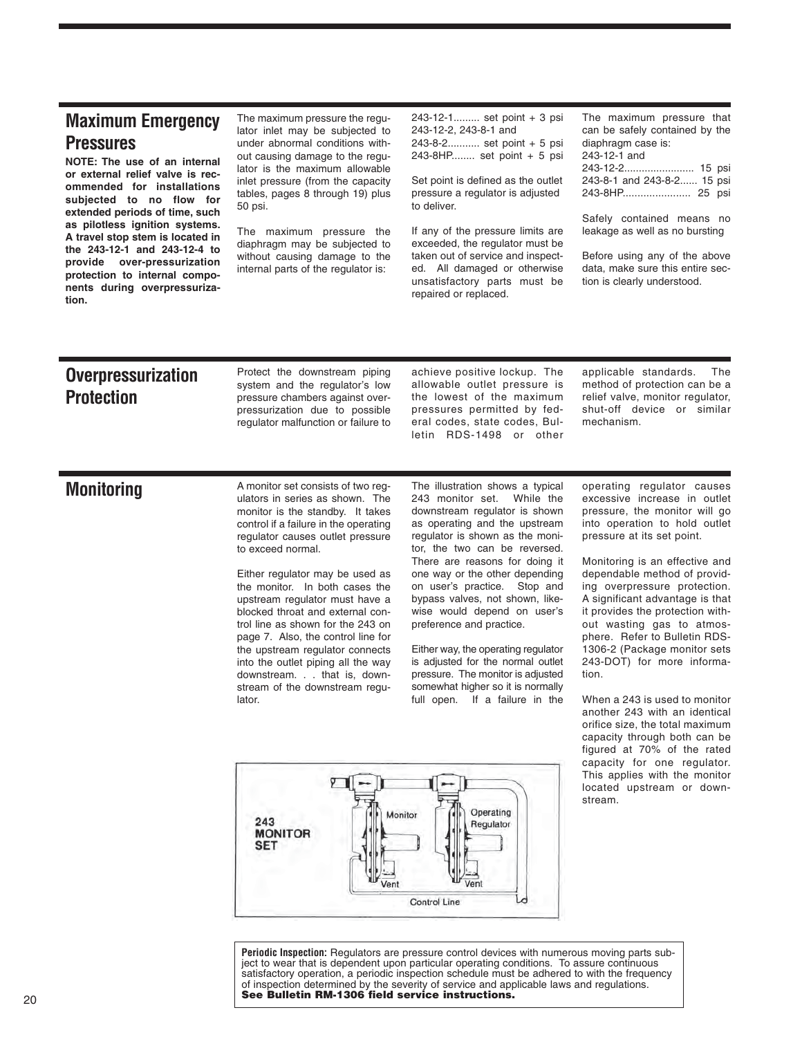## Maximum Emergency Pressures

**NOTE: The use of an internal or external relief valve is recommended for installations subjected to no flow for extended periods of time, such as pilotless ignition systems. A travel stop stem is located in the 243-12-1 and 243-12-4 to provide over-pressurization protection to internal components during overpressurization.**

The maximum pressure the regulator inlet may be subjected to under abnormal conditions without causing damage to the regulator is the maximum allowable inlet pressure (from the capacity tables, pages 8 through 19) plus 50 psi.

The maximum pressure the diaphragm may be subjected to without causing damage to the internal parts of the regulator is:

243-12-1......... set point + 3 psi
243-12-2, 243-8-1 and
243-8-2........... set point + 5 psi
243-8HP........ set point + 5 psi

Set point is defined as the outlet pressure a regulator is adjusted to deliver.

If any of the pressure limits are exceeded, the regulator must be taken out of service and inspected. All damaged or otherwise unsatisfactory parts must be repaired or replaced.

The maximum pressure that can be safely contained by the diaphragm case is:

243-12-1 and
243-12-2........................ 15 psi
243-8-1 and 243-8-2...... 15 psi
243-8HP....................... 25 psi

Safely contained means no leakage as well as no bursting

Before using any of the above data, make sure this entire section is clearly understood.

## Overpressurization Protection

Protect the downstream piping system and the regulator's low pressure chambers against overpressurization due to possible regulator malfunction or failure to achieve positive lockup. The allowable outlet pressure is the lowest of the maximum pressures permitted by federal codes, state codes, Bulletin RDS-1498 or other applicable standards. The method of protection can be a relief valve, monitor regulator, shut-off device or similar mechanism.

## Monitoring

A monitor set consists of two regulators in series as shown. The monitor is the standby. It takes control if a failure in the operating regulator causes outlet pressure to exceed normal.

Either regulator may be used as the monitor. In both cases the upstream regulator must have a blocked throat and external control line as shown for the 243 on page 7. Also, the control line for the upstream regulator connects into the outlet piping all the way downstream. . . that is, downstream of the downstream regulator.

The illustration shows a typical 243 monitor set. While the downstream regulator is shown as operating and the upstream regulator is shown as the monitor, the two can be reversed. There are reasons for doing it one way or the other depending on user's practice. Stop and bypass valves, not shown, likewise would depend on user's preference and practice.

Either way, the operating regulator is adjusted for the normal outlet pressure. The monitor is adjusted somewhat higher so it is normally full open. If a failure in the operating regulator causes excessive increase in outlet pressure, the monitor will go into operation to hold outlet pressure at its set point.

Monitoring is an effective and dependable method of providing overpressure protection. A significant advantage is that it provides the protection without wasting gas to atmosphere. Refer to Bulletin RDS-1306-2 (Package monitor sets 243-DOT) for more information.

When a 243 is used to monitor another 243 with an identical orifice size, the total maximum capacity through both can be figured at 70% of the rated capacity for one regulator. This applies with the monitor located upstream or downstream.

243 MONITOR SET — Monitor — Operating Regulator — Vent — Vent — Control Line

**Periodic Inspection:** Regulators are pressure control devices with numerous moving parts subject to wear that is dependent upon particular operating conditions. To assure continuous satisfactory operation, a periodic inspection schedule must be adhered to with the frequency of inspection determined by the severity of service and applicable laws and regulations. **See Bulletin RM-1306 field service instructions.**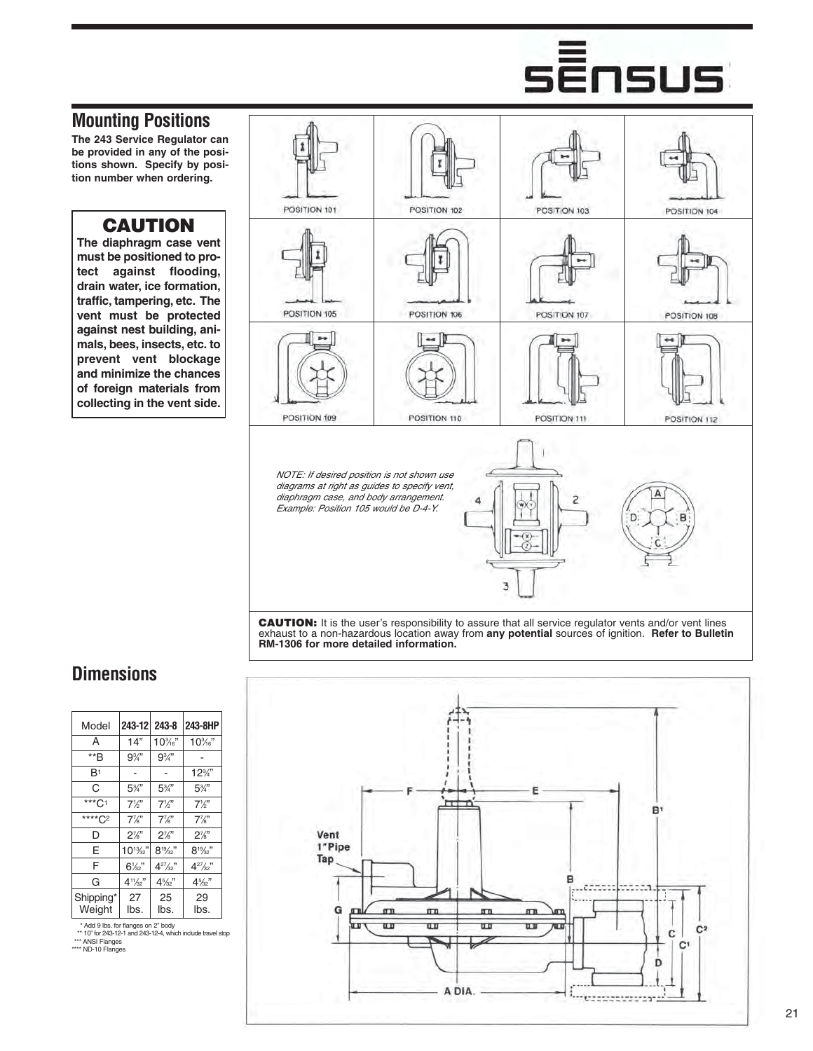## Mounting Positions

**The 243 Service Regulator can be provided in any of the positions shown. Specify by position number when ordering.**

> **CAUTION**
>
> **The diaphragm case vent must be positioned to protect against flooding, drain water, ice formation, traffic, tampering, etc. The vent must be protected against nest building, animals, bees, insects, etc. to prevent vent blockage and minimize the chances of foreign materials from collecting in the vent side.**

POSITION 101 | POSITION 102 | POSITION 103 | POSITION 104

POSITION 105 | POSITION 106 | POSITION 107 | POSITION 108

POSITION 109 | POSITION 110 | POSITION 111 | POSITION 112

*NOTE: If desired position is not shown use diagrams at right as guides to specify vent, diaphragm case, and body arrangement. Example: Position 105 would be D-4-Y.*

**CAUTION:** It is the user's responsibility to assure that all service regulator vents and/or vent lines exhaust to a non-hazardous location away from **any potential** sources of ignition. **Refer to Bulletin RM-1306 for more detailed information.**

## Dimensions

| Model | 243-12 | 243-8 | 243-8HP |
|---|---|---|---|
| A | 14" | 10 3/16" | 10 3/16" |
| **B | 9 3/4" | 9 3/4" | - |
| B1 | - | - | 12 3/4" |
| C | 5 3/4" | 5 3/4" | 5 3/4" |
| ***C1 | 7 1/2" | 7 1/2" | 7 1/2" |
| ****C2 | 7 7/8" | 7 7/8" | 7 7/8" |
| D | 2 7/8" | 2 7/8" | 2 7/8" |
| E | 10 13/32" | 8 19/32" | 8 19/32" |
| F | 6 1/32" | 4 27/32" | 4 27/32" |
| G | 4 11/32" | 4 5/32" | 4 5/32" |
| Shipping* Weight | 27 lbs. | 25 lbs. | 29 lbs. |

\* Add 9 lbs. for flanges on 2" body
** 10" for 243-12-1 and 243-12-4, which include travel stop
*** ANSI Flanges
**** ND-10 Flanges

Vent 1" Pipe Tap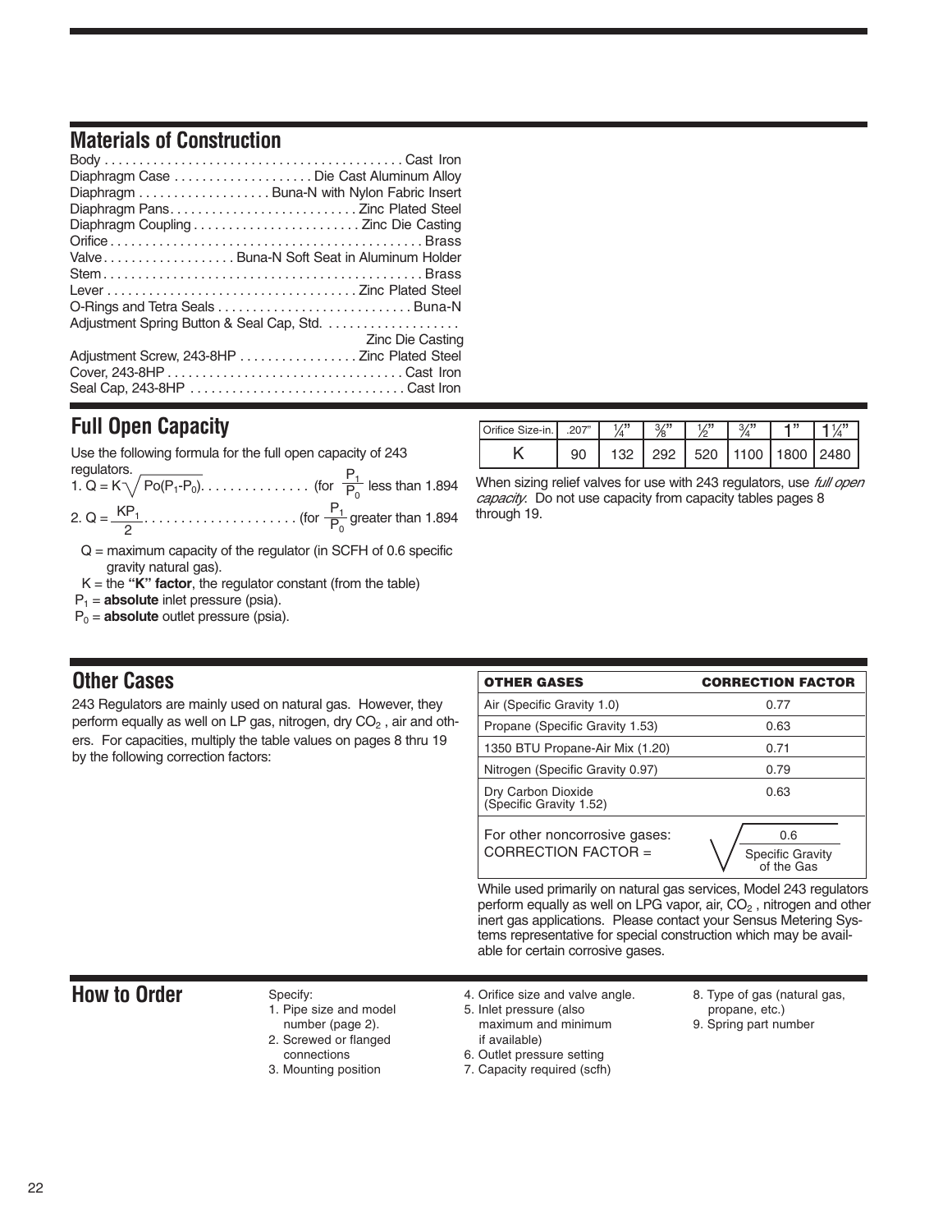## Materials of Construction

Body . . . . . . . . . . . . . . . . . . . . . . . . . . . . . . . . . . . . . . . . . . . . Cast Iron
Diaphragm Case . . . . . . . . . . . . . . . . . . . . Die Cast Aluminum Alloy
Diaphragm . . . . . . . . . . . . . . . . . . . Buna-N with Nylon Fabric Insert
Diaphragm Pans. . . . . . . . . . . . . . . . . . . . . . . . . . . . Zinc Plated Steel
Diaphragm Coupling . . . . . . . . . . . . . . . . . . . . . . . . Zinc Die Casting
Orifice . . . . . . . . . . . . . . . . . . . . . . . . . . . . . . . . . . . . . . . . . . . . . Brass
Valve . . . . . . . . . . . . . . . . . . . Buna-N Soft Seat in Aluminum Holder
Stem . . . . . . . . . . . . . . . . . . . . . . . . . . . . . . . . . . . . . . . . . . . . . . Brass
Lever . . . . . . . . . . . . . . . . . . . . . . . . . . . . . . . . . . . . Zinc Plated Steel
O-Rings and Tetra Seals . . . . . . . . . . . . . . . . . . . . . . . . . . . . Buna-N
Adjustment Spring Button & Seal Cap, Std. . . . . . . . . . . . . . . . . . . . Zinc Die Casting
Adjustment Screw, 243-8HP . . . . . . . . . . . . . . . . . Zinc Plated Steel
Cover, 243-8HP . . . . . . . . . . . . . . . . . . . . . . . . . . . . . . . . . . Cast Iron
Seal Cap, 243-8HP . . . . . . . . . . . . . . . . . . . . . . . . . . . . . . . Cast Iron

## Full Open Capacity

Use the following formula for the full open capacity of 243 regulators.

1. $Q = K\sqrt{P_0(P_1-P_0)}$. . . . . . . . . . . . . . . (for $\frac{P_1}{P_0}$ less than 1.894

2. $Q = \frac{KP_1}{2}$. . . . . . . . . . . . . . . . . . . . . (for $\frac{P_1}{P_0}$ greater than 1.894

Q = maximum capacity of the regulator (in SCFH of 0.6 specific gravity natural gas).
K = the **"K" factor**, the regulator constant (from the table)
$P_1$ = **absolute** inlet pressure (psia).
$P_0$ = **absolute** outlet pressure (psia).

| Orifice Size-in. | .207" | 1/4" | 3/8" | 1/2" | 3/4" | 1" | 1 1/4" |
|---|---|---|---|---|---|---|---|
| K | 90 | 132 | 292 | 520 | 1100 | 1800 | 2480 |

When sizing relief valves for use with 243 regulators, use *full open capacity*. Do not use capacity from capacity tables pages 8 through 19.

## Other Cases

243 Regulators are mainly used on natural gas. However, they perform equally as well on LP gas, nitrogen, dry $CO_2$ , air and others. For capacities, multiply the table values on pages 8 thru 19 by the following correction factors:

| OTHER GASES | CORRECTION FACTOR |
|---|---|
| Air (Specific Gravity 1.0) | 0.77 |
| Propane (Specific Gravity 1.53) | 0.63 |
| 1350 BTU Propane-Air Mix (1.20) | 0.71 |
| Nitrogen (Specific Gravity 0.97) | 0.79 |
| Dry Carbon Dioxide (Specific Gravity 1.52) | 0.63 |
| For other noncorrosive gases: CORRECTION FACTOR = | $\sqrt{\frac{0.6}{\text{Specific Gravity of the Gas}}}$ |

While used primarily on natural gas services, Model 243 regulators perform equally as well on LPG vapor, air, $CO_2$ , nitrogen and other inert gas applications. Please contact your Sensus Metering Systems representative for special construction which may be available for certain corrosive gases.

## How to Order

Specify:

1. Pipe size and model number (page 2).
2. Screwed or flanged connections
3. Mounting position
4. Orifice size and valve angle.
5. Inlet pressure (also maximum and minimum if available)
6. Outlet pressure setting
7. Capacity required (scfh)
8. Type of gas (natural gas, propane, etc.)
9. Spring part number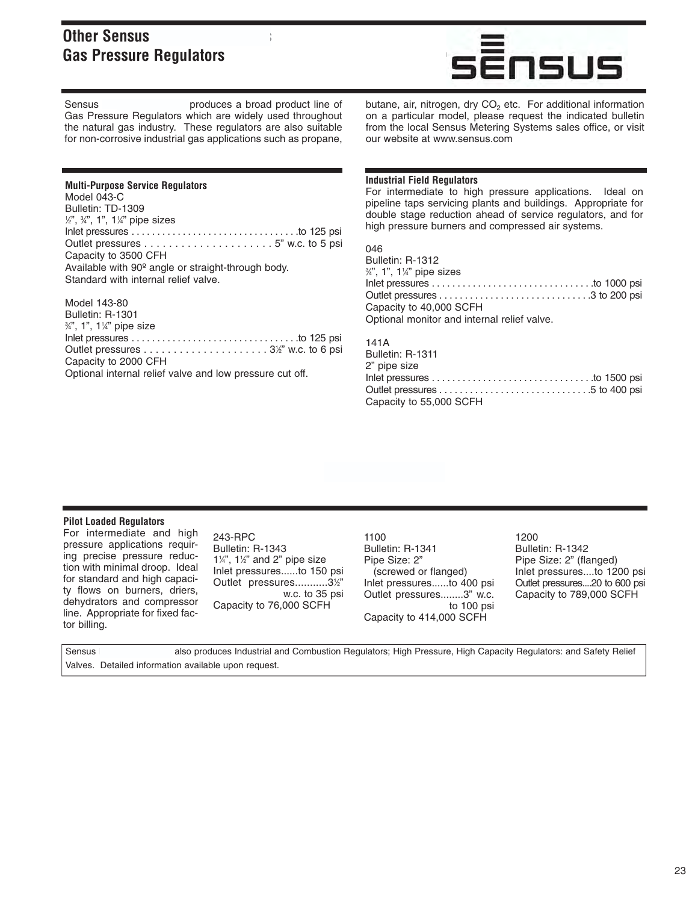# Other Sensus Gas Pressure Regulators

Sensus produces a broad product line of Gas Pressure Regulators which are widely used throughout the natural gas industry. These regulators are also suitable for non-corrosive industrial gas applications such as propane, butane, air, nitrogen, dry $CO_2$ etc. For additional information on a particular model, please request the indicated bulletin from the local Sensus Metering Systems sales office, or visit our website at www.sensus.com

### Multi-Purpose Service Regulators

Model 043-C
Bulletin: TD-1309
½", ¾", 1", 1¼" pipe sizes
Inlet pressures . . . . . . . . . . . . . . . . . . . . . . . . . . . . . . . .to 125 psi
Outlet pressures . . . . . . . . . . . . . . . . . . . . . . 5" w.c. to 5 psi
Capacity to 3500 CFH
Available with 90º angle or straight-through body.
Standard with internal relief valve.

Model 143-80
Bulletin: R-1301
¾", 1", 1¼" pipe size
Inlet pressures . . . . . . . . . . . . . . . . . . . . . . . . . . . . . . . .to 125 psi
Outlet pressures . . . . . . . . . . . . . . . . . . . . . . 3½" w.c. to 6 psi
Capacity to 2000 CFH
Optional internal relief valve and low pressure cut off.

### Industrial Field Regulators

For intermediate to high pressure applications. Ideal on pipeline taps servicing plants and buildings. Appropriate for double stage reduction ahead of service regulators, and for high pressure burners and compressed air systems.

046
Bulletin: R-1312
¾", 1", 1¼" pipe sizes
Inlet pressures . . . . . . . . . . . . . . . . . . . . . . . . . . . . . . .to 1000 psi
Outlet pressures . . . . . . . . . . . . . . . . . . . . . . . . . . . . .3 to 200 psi
Capacity to 40,000 SCFH
Optional monitor and internal relief valve.

141A
Bulletin: R-1311
2" pipe size
Inlet pressures . . . . . . . . . . . . . . . . . . . . . . . . . . . . . . .to 1500 psi
Outlet pressures . . . . . . . . . . . . . . . . . . . . . . . . . . . . .5 to 400 psi
Capacity to 55,000 SCFH

### Pilot Loaded Regulators

For intermediate and high pressure applications requiring precise pressure reduction with minimal droop. Ideal for standard and high capacity flows on burners, driers, dehydrators and compressor line. Appropriate for fixed factor billing.

243-RPC
Bulletin: R-1343
1¼", 1½" and 2" pipe size
Inlet pressures......to 150 psi
Outlet pressures...........3½" w.c. to 35 psi
Capacity to 76,000 SCFH

1100
Bulletin: R-1341
Pipe Size: 2" (screwed or flanged)
Inlet pressures......to 400 psi
Outlet pressures........3" w.c. to 100 psi
Capacity to 414,000 SCFH

1200
Bulletin: R-1342
Pipe Size: 2" (flanged)
Inlet pressures....to 1200 psi
Outlet pressures....20 to 600 psi
Capacity to 789,000 SCFH

Sensus also produces Industrial and Combustion Regulators; High Pressure, High Capacity Regulators: and Safety Relief Valves. Detailed information available upon request.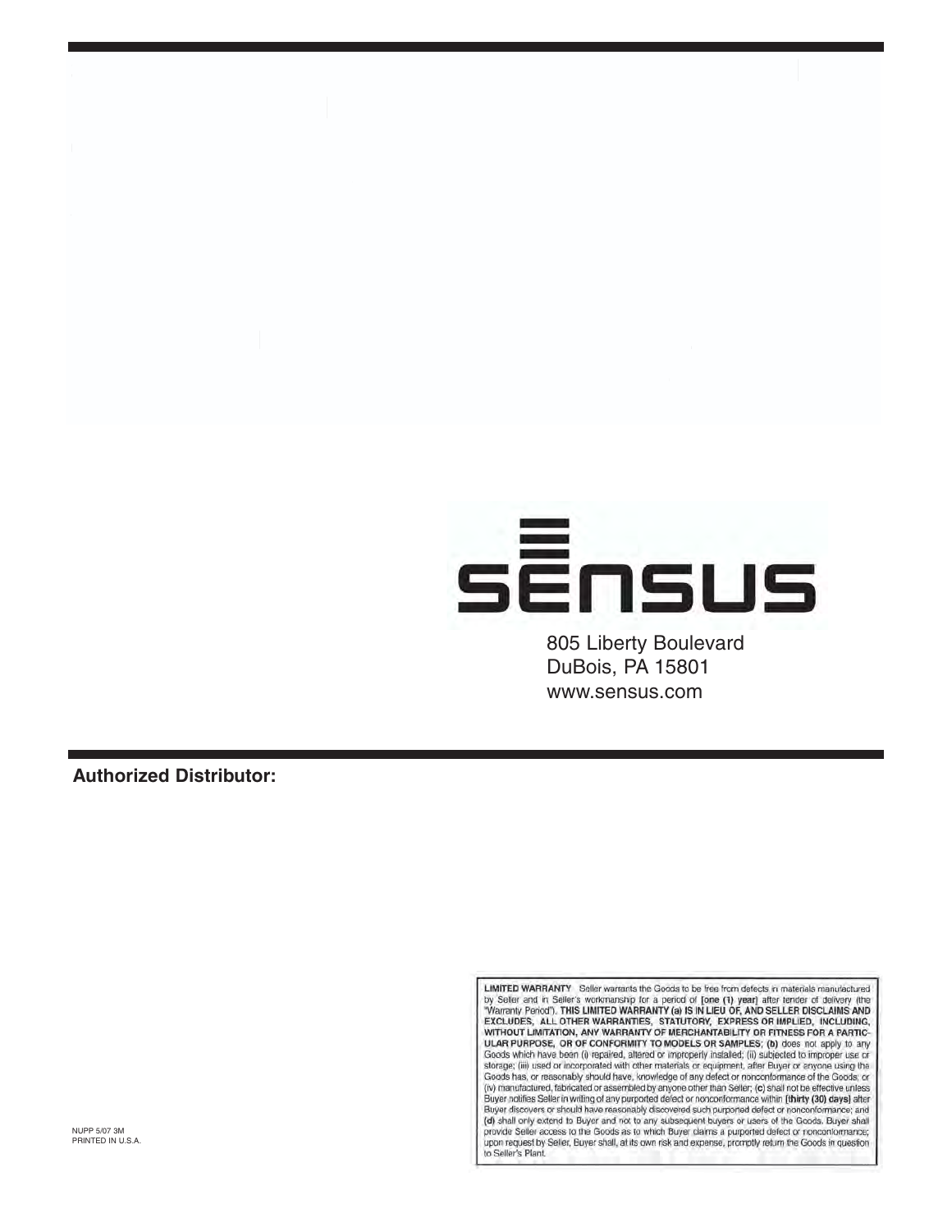SENSUS

805 Liberty Boulevard
DuBois, PA 15801
www.sensus.com

**Authorized Distributor:**

NUPP 5/07 3M
PRINTED IN U.S.A.

**LIMITED WARRANTY** Seller warrants the Goods to be free from defects in materials manufactured by Seller and in Seller's workmanship for a period of **[one (1) year]** after tender of delivery (the "Warranty Period"). **THIS LIMITED WARRANTY (a) IS IN LIEU OF, AND SELLER DISCLAIMS AND EXCLUDES, ALL OTHER WARRANTIES, STATUTORY, EXPRESS OR IMPLIED, INCLUDING, WITHOUT LIMITATION, ANY WARRANTY OF MERCHANTABILITY OR FITNESS FOR A PARTICULAR PURPOSE, OR OF CONFORMITY TO MODELS OR SAMPLES; (b)** does not apply to any Goods which have been (i) repaired, altered or improperly installed; (ii) subjected to improper use or storage; (iii) used or incorporated with other materials or equipment, after Buyer or anyone using the Goods has, or reasonably should have, knowledge of any defect or nonconformance of the Goods; or (iv) manufactured, fabricated or assembled by anyone other than Seller; **(c)** shall not be effective unless Buyer notifies Seller in writing of any purported defect or nonconformance within **[thirty (30) days]** after Buyer discovers or should have reasonably discovered such purported defect or nonconformance; and **(d)** shall only extend to Buyer and not to any subsequent buyers or users of the Goods. Buyer shall provide Seller access to the Goods as to which Buyer claims a purported defect or nonconformance; upon request by Seller, Buyer shall, at its own risk and expense, promptly return the Goods in question to Seller's Plant.